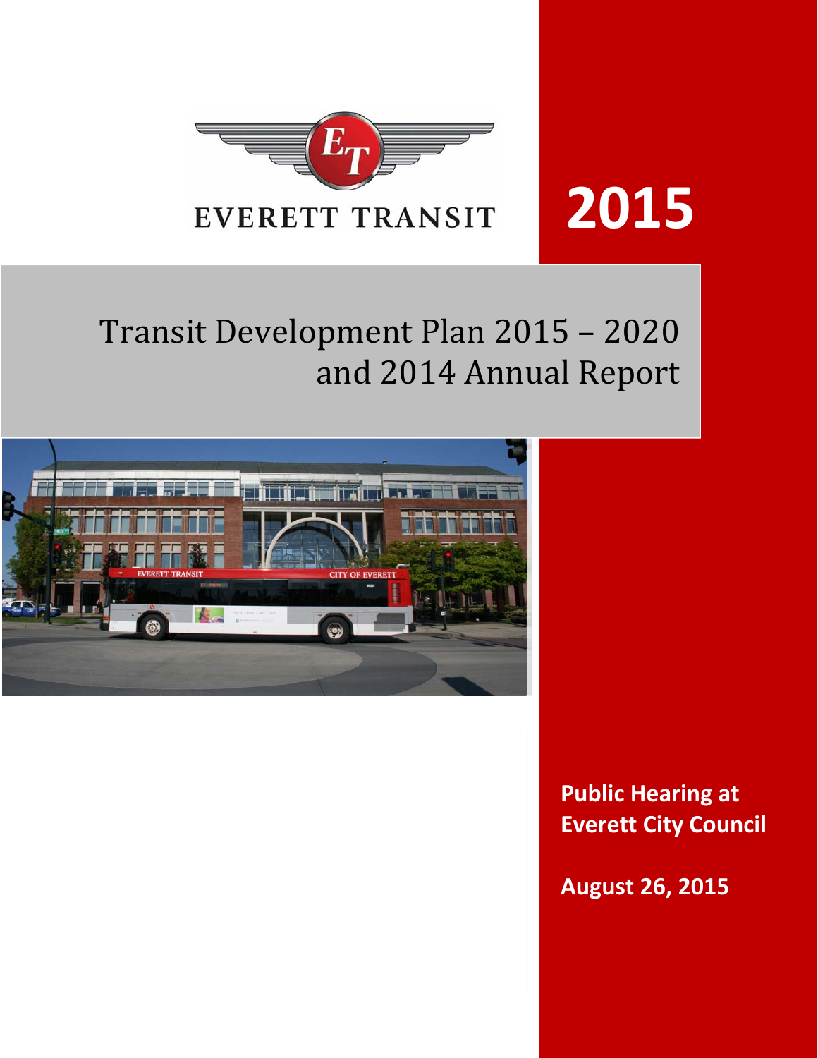EVERETT TRANSIT

# 2015

# Transit Development Plan 2015 – 2020 and 2014 Annual Report

**Public Hearing at Everett City Council**

**August 26, 2015**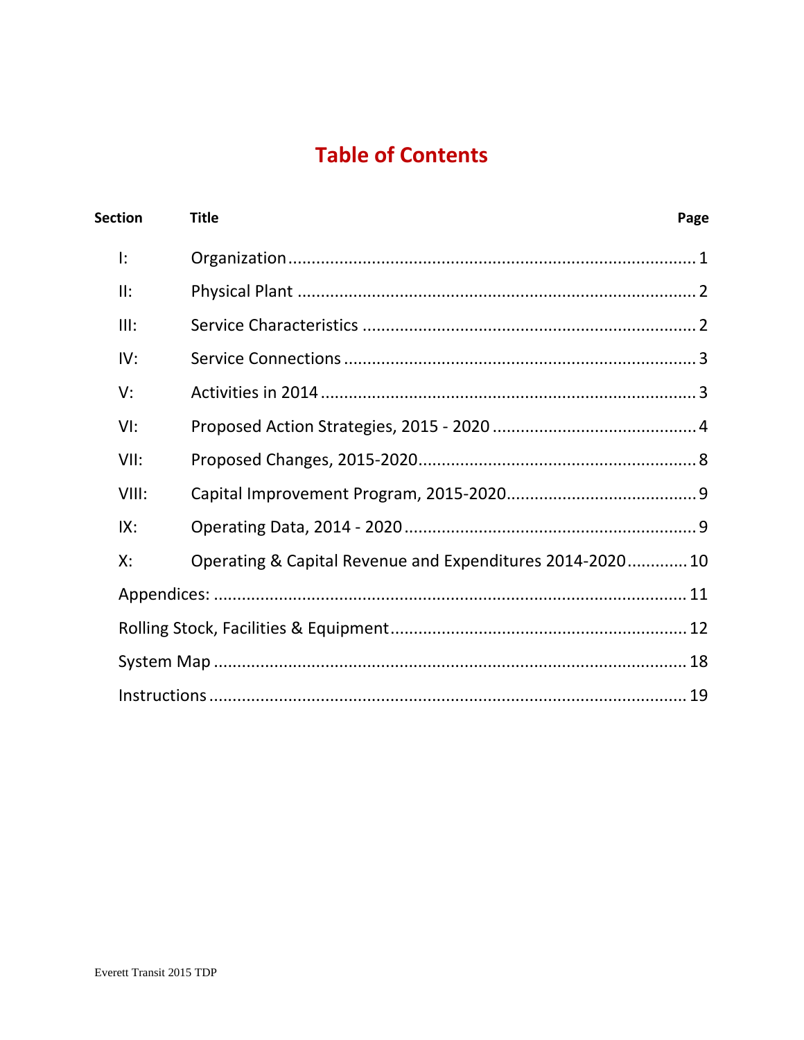# Table of Contents

| Section | Title | Page |
|---|---|---|
| I: | Organization | 1 |
| II: | Physical Plant | 2 |
| III: | Service Characteristics | 2 |
| IV: | Service Connections | 3 |
| V: | Activities in 2014 | 3 |
| VI: | Proposed Action Strategies, 2015 - 2020 | 4 |
| VII: | Proposed Changes, 2015-2020 | 8 |
| VIII: | Capital Improvement Program, 2015-2020 | 9 |
| IX: | Operating Data, 2014 - 2020 | 9 |
| X: | Operating & Capital Revenue and Expenditures 2014-2020 | 10 |
| | Appendices: | 11 |
| | Rolling Stock, Facilities & Equipment | 12 |
| | System Map | 18 |
| | Instructions | 19 |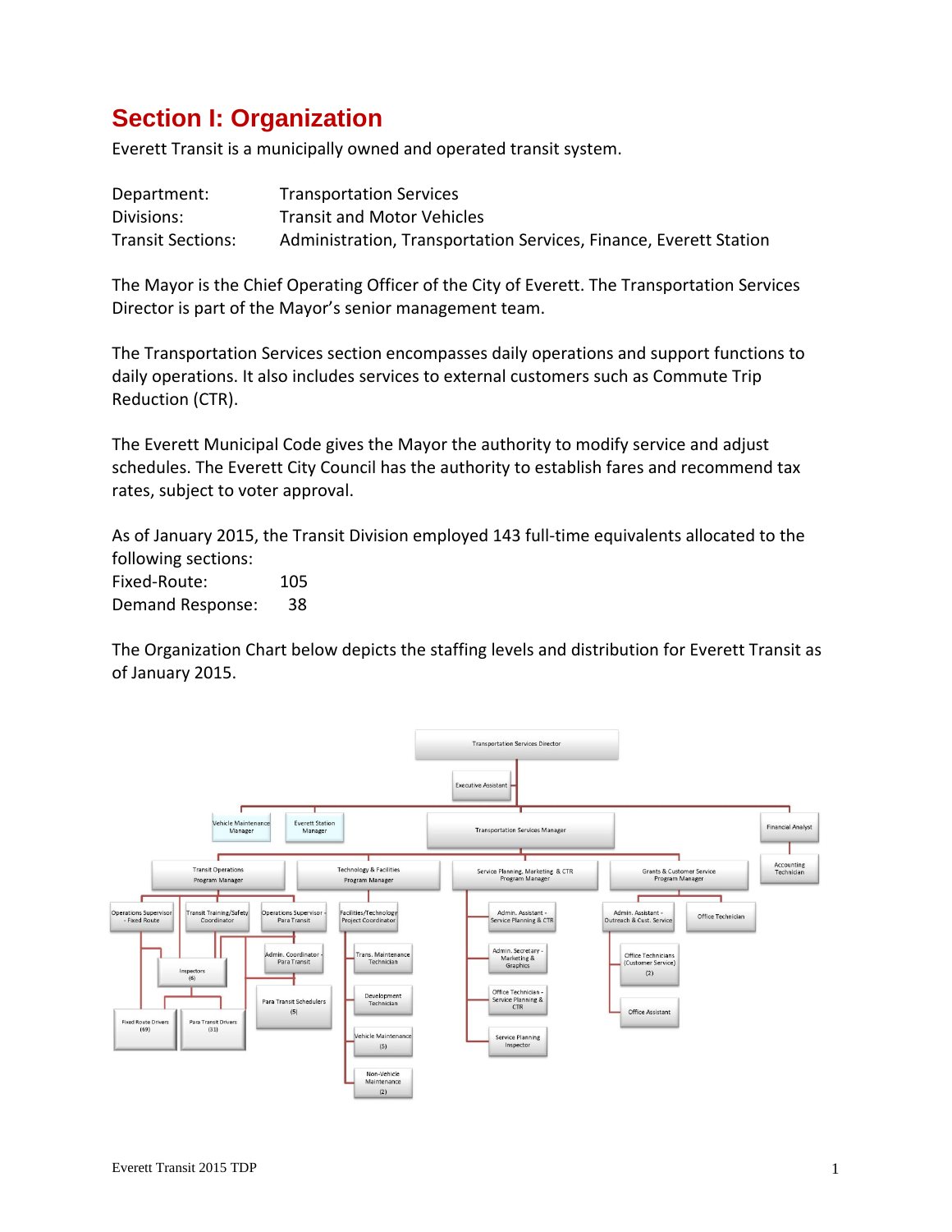# Section I: Organization

Everett Transit is a municipally owned and operated transit system.

| | |
|---|---|
| Department: | Transportation Services |
| Divisions: | Transit and Motor Vehicles |
| Transit Sections: | Administration, Transportation Services, Finance, Everett Station |

The Mayor is the Chief Operating Officer of the City of Everett. The Transportation Services Director is part of the Mayor's senior management team.

The Transportation Services section encompasses daily operations and support functions to daily operations. It also includes services to external customers such as Commute Trip Reduction (CTR).

The Everett Municipal Code gives the Mayor the authority to modify service and adjust schedules. The Everett City Council has the authority to establish fares and recommend tax rates, subject to voter approval.

As of January 2015, the Transit Division employed 143 full-time equivalents allocated to the following sections:

| | |
|---|---|
| Fixed-Route: | 105 |
| Demand Response: | 38 |

The Organization Chart below depicts the staffing levels and distribution for Everett Transit as of January 2015.

- Transportation Services Director
  - Executive Assistant
  - Vehicle Maintenance Manager
  - Everett Station Manager
  - Transportation Services Manager
    - Transit Operations Program Manager
      - Operations Supervisor - Fixed Route
      - Transit Training/Safety Coordinator
      - Operations Supervisor - Para Transit
        - Admin. Coordinator - Para Transit
        - Para Transit Schedulers (5)
      - Inspectors (6)
      - Fixed Route Drivers (69)
      - Para Transit Drivers (31)
    - Technology & Facilities Program Manager
      - Facilities/Technology Project Coordinator
        - Trans. Maintenance Technician
        - Development Technician
        - Vehicle Maintenance (5)
        - Non-Vehicle Maintenance (2)
    - Service Planning, Marketing & CTR Program Manager
      - Admin. Assistant - Service Planning & CTR
      - Admin. Secretary - Marketing & Graphics
      - Office Technician - Service Planning & CTR
      - Service Planning Inspector
    - Grants & Customer Service Program Manager
      - Admin. Assistant - Outreach & Cust. Service
        - Office Technicians (Customer Service) (2)
        - Office Assistant
      - Office Technician
  - Financial Analyst
    - Accounting Technician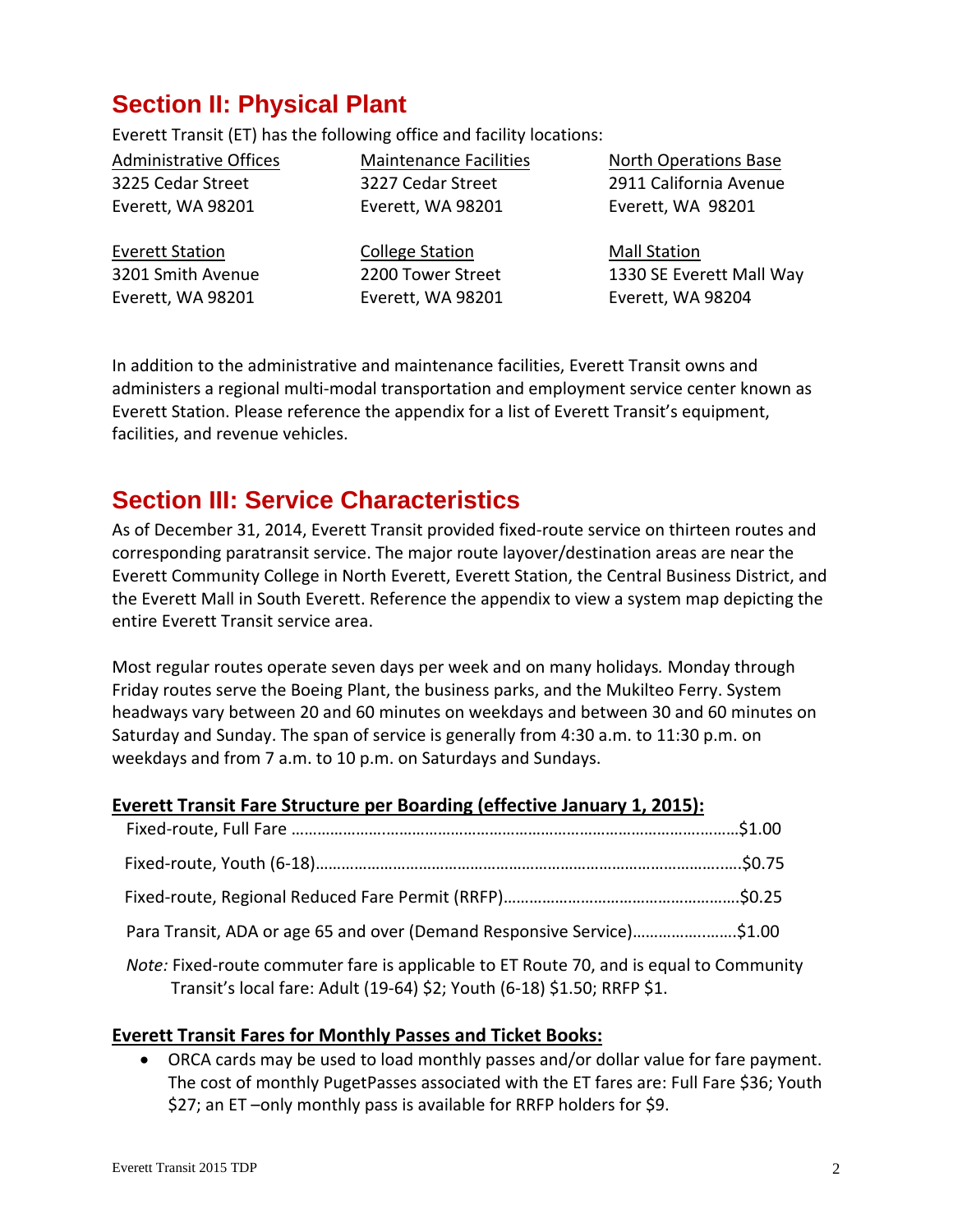## Section II: Physical Plant

Everett Transit (ET) has the following office and facility locations:

| Administrative Offices | Maintenance Facilities | North Operations Base |
|---|---|---|
| 3225 Cedar Street | 3227 Cedar Street | 2911 California Avenue |
| Everett, WA 98201 | Everett, WA 98201 | Everett, WA 98201 |
| **Everett Station** | **College Station** | **Mall Station** |
| 3201 Smith Avenue | 2200 Tower Street | 1330 SE Everett Mall Way |
| Everett, WA 98201 | Everett, WA 98201 | Everett, WA 98204 |

In addition to the administrative and maintenance facilities, Everett Transit owns and administers a regional multi-modal transportation and employment service center known as Everett Station. Please reference the appendix for a list of Everett Transit's equipment, facilities, and revenue vehicles.

## Section III: Service Characteristics

As of December 31, 2014, Everett Transit provided fixed-route service on thirteen routes and corresponding paratransit service. The major route layover/destination areas are near the Everett Community College in North Everett, Everett Station, the Central Business District, and the Everett Mall in South Everett. Reference the appendix to view a system map depicting the entire Everett Transit service area.

Most regular routes operate seven days per week and on many holidays. Monday through Friday routes serve the Boeing Plant, the business parks, and the Mukilteo Ferry. System headways vary between 20 and 60 minutes on weekdays and between 30 and 60 minutes on Saturday and Sunday. The span of service is generally from 4:30 a.m. to 11:30 p.m. on weekdays and from 7 a.m. to 10 p.m. on Saturdays and Sundays.

**Everett Transit Fare Structure per Boarding (effective January 1, 2015):**

Fixed-route, Full Fare ……………………………………………………………………………………$1.00

Fixed-route, Youth (6-18)……………………………………………………………………………….$0.75

Fixed-route, Regional Reduced Fare Permit (RRFP)……………………………………………$0.25

Para Transit, ADA or age 65 and over (Demand Responsive Service)…………………….$1.00

*Note:* Fixed-route commuter fare is applicable to ET Route 70, and is equal to Community Transit's local fare: Adult (19-64) $2; Youth (6-18) $1.50; RRFP $1.

**Everett Transit Fares for Monthly Passes and Ticket Books:**

- ORCA cards may be used to load monthly passes and/or dollar value for fare payment. The cost of monthly PugetPasses associated with the ET fares are: Full Fare $36; Youth $27; an ET –only monthly pass is available for RRFP holders for $9.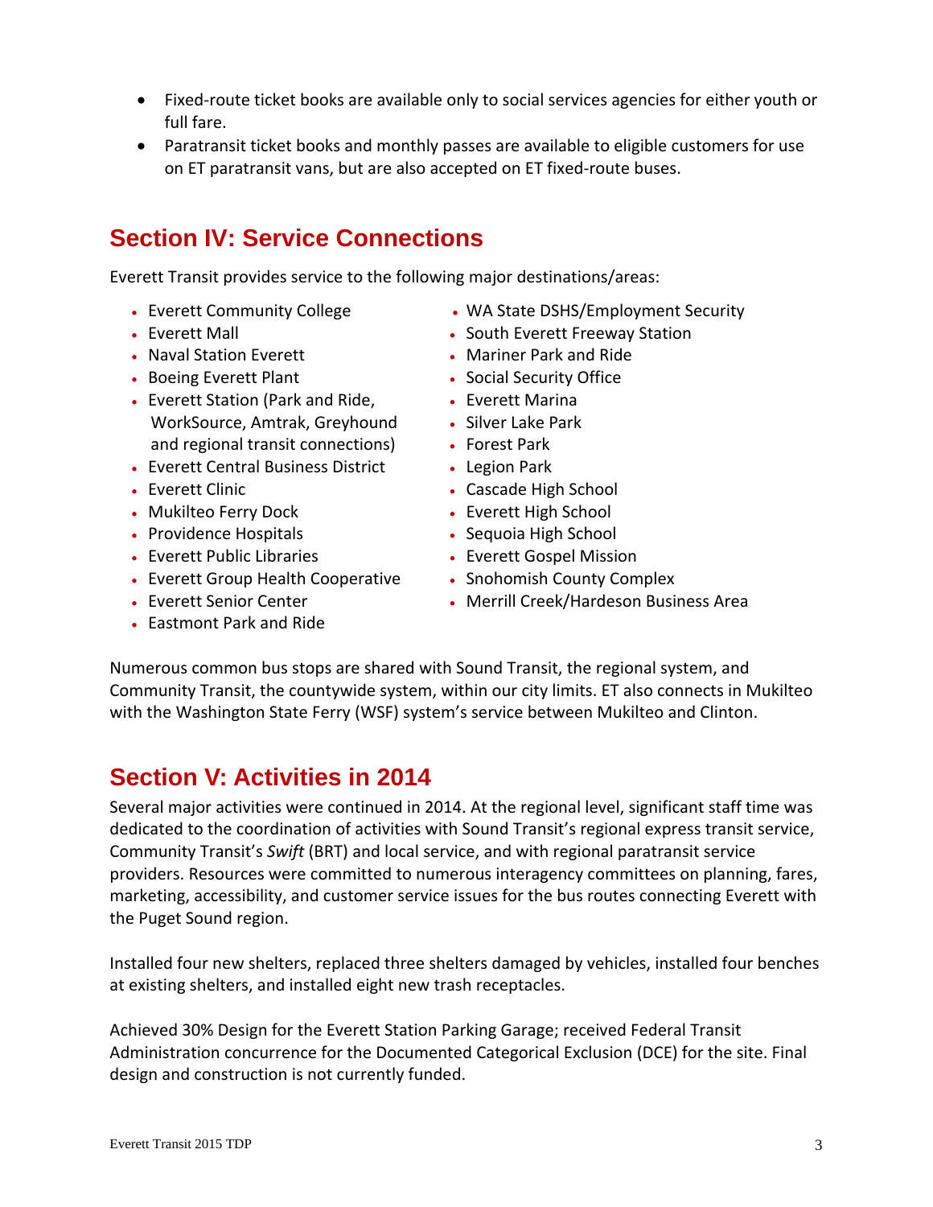- Fixed-route ticket books are available only to social services agencies for either youth or full fare.
- Paratransit ticket books and monthly passes are available to eligible customers for use on ET paratransit vans, but are also accepted on ET fixed-route buses.

## Section IV: Service Connections

Everett Transit provides service to the following major destinations/areas:

- Everett Community College
- Everett Mall
- Naval Station Everett
- Boeing Everett Plant
- Everett Station (Park and Ride, WorkSource, Amtrak, Greyhound and regional transit connections)
- Everett Central Business District
- Everett Clinic
- Mukilteo Ferry Dock
- Providence Hospitals
- Everett Public Libraries
- Everett Group Health Cooperative
- Everett Senior Center
- Eastmont Park and Ride
- WA State DSHS/Employment Security
- South Everett Freeway Station
- Mariner Park and Ride
- Social Security Office
- Everett Marina
- Silver Lake Park
- Forest Park
- Legion Park
- Cascade High School
- Everett High School
- Sequoia High School
- Everett Gospel Mission
- Snohomish County Complex
- Merrill Creek/Hardeson Business Area

Numerous common bus stops are shared with Sound Transit, the regional system, and Community Transit, the countywide system, within our city limits. ET also connects in Mukilteo with the Washington State Ferry (WSF) system's service between Mukilteo and Clinton.

## Section V: Activities in 2014

Several major activities were continued in 2014. At the regional level, significant staff time was dedicated to the coordination of activities with Sound Transit's regional express transit service, Community Transit's *Swift* (BRT) and local service, and with regional paratransit service providers. Resources were committed to numerous interagency committees on planning, fares, marketing, accessibility, and customer service issues for the bus routes connecting Everett with the Puget Sound region.

Installed four new shelters, replaced three shelters damaged by vehicles, installed four benches at existing shelters, and installed eight new trash receptacles.

Achieved 30% Design for the Everett Station Parking Garage; received Federal Transit Administration concurrence for the Documented Categorical Exclusion (DCE) for the site. Final design and construction is not currently funded.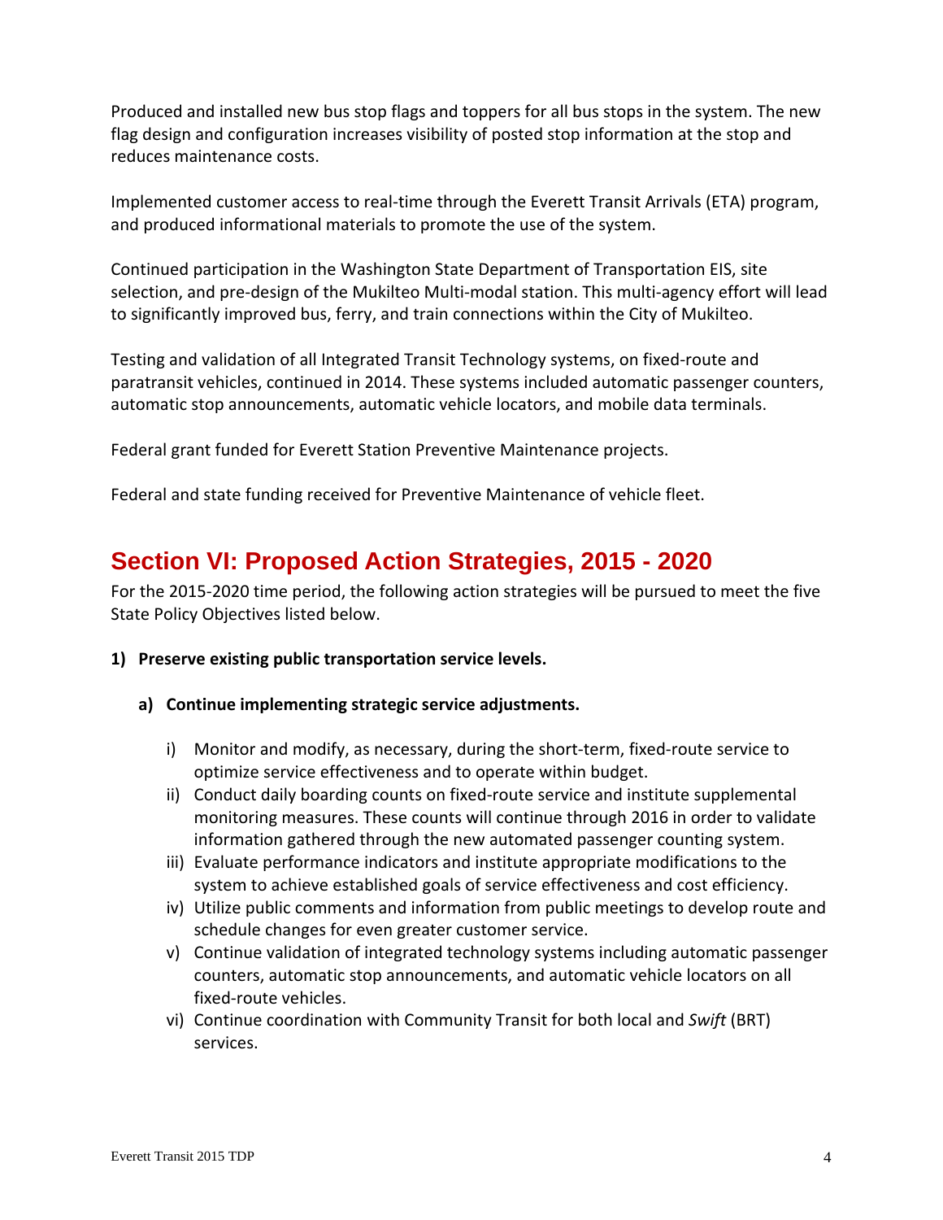Produced and installed new bus stop flags and toppers for all bus stops in the system. The new flag design and configuration increases visibility of posted stop information at the stop and reduces maintenance costs.

Implemented customer access to real-time through the Everett Transit Arrivals (ETA) program, and produced informational materials to promote the use of the system.

Continued participation in the Washington State Department of Transportation EIS, site selection, and pre-design of the Mukilteo Multi-modal station. This multi-agency effort will lead to significantly improved bus, ferry, and train connections within the City of Mukilteo.

Testing and validation of all Integrated Transit Technology systems, on fixed-route and paratransit vehicles, continued in 2014. These systems included automatic passenger counters, automatic stop announcements, automatic vehicle locators, and mobile data terminals.

Federal grant funded for Everett Station Preventive Maintenance projects.

Federal and state funding received for Preventive Maintenance of vehicle fleet.

## Section VI: Proposed Action Strategies, 2015 - 2020

For the 2015-2020 time period, the following action strategies will be pursued to meet the five State Policy Objectives listed below.

**1) Preserve existing public transportation service levels.**

**a) Continue implementing strategic service adjustments.**

i) Monitor and modify, as necessary, during the short-term, fixed-route service to optimize service effectiveness and to operate within budget.
ii) Conduct daily boarding counts on fixed-route service and institute supplemental monitoring measures. These counts will continue through 2016 in order to validate information gathered through the new automated passenger counting system.
iii) Evaluate performance indicators and institute appropriate modifications to the system to achieve established goals of service effectiveness and cost efficiency.
iv) Utilize public comments and information from public meetings to develop route and schedule changes for even greater customer service.
v) Continue validation of integrated technology systems including automatic passenger counters, automatic stop announcements, and automatic vehicle locators on all fixed-route vehicles.
vi) Continue coordination with Community Transit for both local and *Swift* (BRT) services.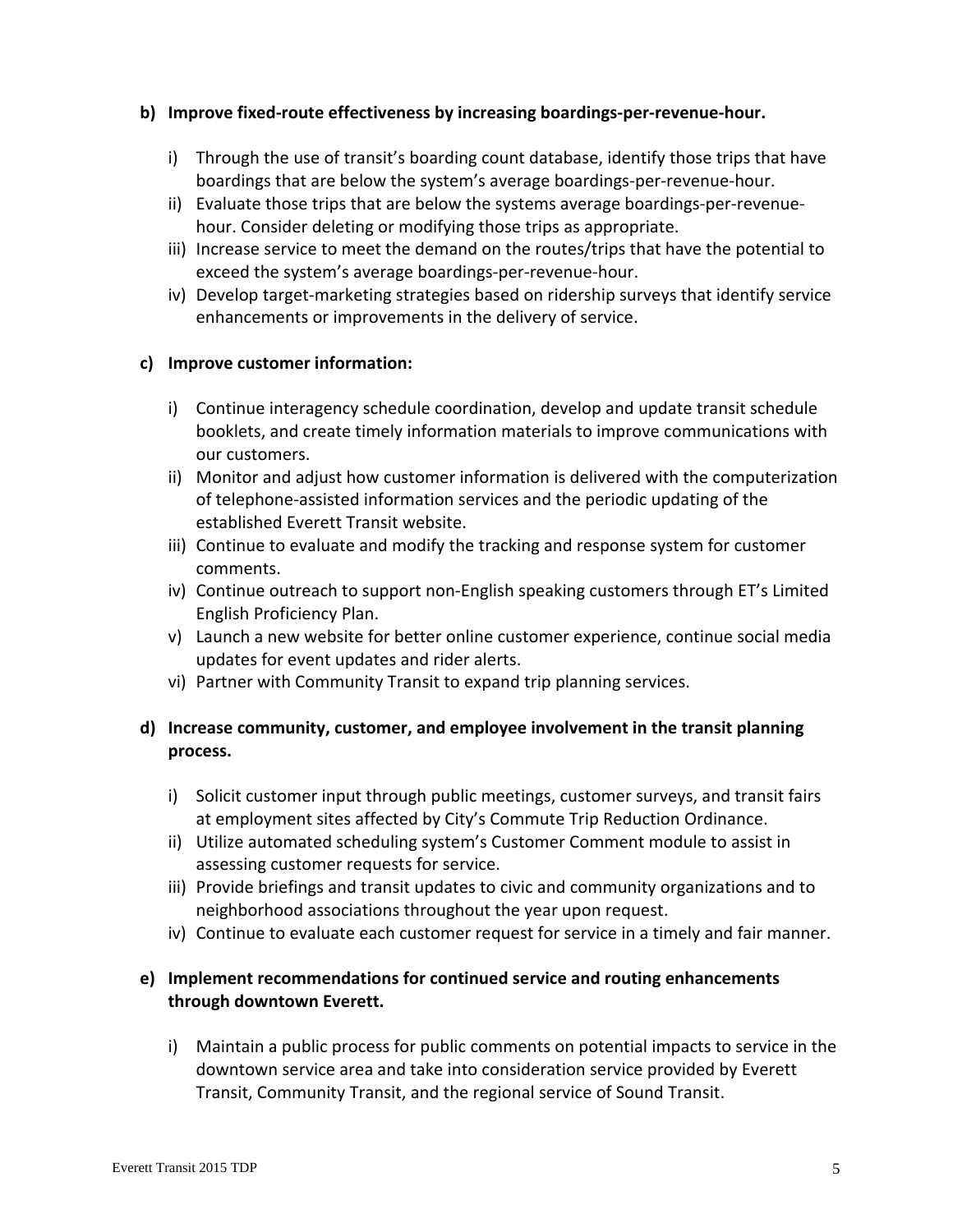**b) Improve fixed-route effectiveness by increasing boardings-per-revenue-hour.**

i) Through the use of transit's boarding count database, identify those trips that have boardings that are below the system's average boardings-per-revenue-hour.

ii) Evaluate those trips that are below the systems average boardings-per-revenue-hour. Consider deleting or modifying those trips as appropriate.

iii) Increase service to meet the demand on the routes/trips that have the potential to exceed the system's average boardings-per-revenue-hour.

iv) Develop target-marketing strategies based on ridership surveys that identify service enhancements or improvements in the delivery of service.

**c) Improve customer information:**

i) Continue interagency schedule coordination, develop and update transit schedule booklets, and create timely information materials to improve communications with our customers.

ii) Monitor and adjust how customer information is delivered with the computerization of telephone-assisted information services and the periodic updating of the established Everett Transit website.

iii) Continue to evaluate and modify the tracking and response system for customer comments.

iv) Continue outreach to support non-English speaking customers through ET's Limited English Proficiency Plan.

v) Launch a new website for better online customer experience, continue social media updates for event updates and rider alerts.

vi) Partner with Community Transit to expand trip planning services.

**d) Increase community, customer, and employee involvement in the transit planning process.**

i) Solicit customer input through public meetings, customer surveys, and transit fairs at employment sites affected by City's Commute Trip Reduction Ordinance.

ii) Utilize automated scheduling system's Customer Comment module to assist in assessing customer requests for service.

iii) Provide briefings and transit updates to civic and community organizations and to neighborhood associations throughout the year upon request.

iv) Continue to evaluate each customer request for service in a timely and fair manner.

**e) Implement recommendations for continued service and routing enhancements through downtown Everett.**

i) Maintain a public process for public comments on potential impacts to service in the downtown service area and take into consideration service provided by Everett Transit, Community Transit, and the regional service of Sound Transit.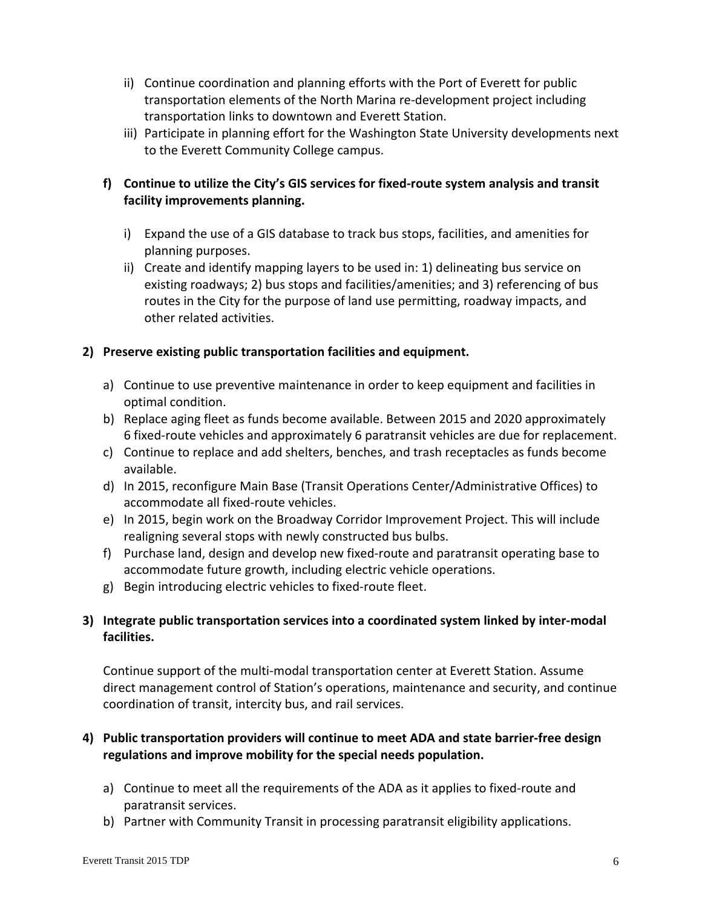ii) Continue coordination and planning efforts with the Port of Everett for public transportation elements of the North Marina re-development project including transportation links to downtown and Everett Station.

iii) Participate in planning effort for the Washington State University developments next to the Everett Community College campus.

**f) Continue to utilize the City's GIS services for fixed-route system analysis and transit facility improvements planning.**

i) Expand the use of a GIS database to track bus stops, facilities, and amenities for planning purposes.

ii) Create and identify mapping layers to be used in: 1) delineating bus service on existing roadways; 2) bus stops and facilities/amenities; and 3) referencing of bus routes in the City for the purpose of land use permitting, roadway impacts, and other related activities.

**2) Preserve existing public transportation facilities and equipment.**

a) Continue to use preventive maintenance in order to keep equipment and facilities in optimal condition.

b) Replace aging fleet as funds become available. Between 2015 and 2020 approximately 6 fixed-route vehicles and approximately 6 paratransit vehicles are due for replacement.

c) Continue to replace and add shelters, benches, and trash receptacles as funds become available.

d) In 2015, reconfigure Main Base (Transit Operations Center/Administrative Offices) to accommodate all fixed-route vehicles.

e) In 2015, begin work on the Broadway Corridor Improvement Project. This will include realigning several stops with newly constructed bus bulbs.

f) Purchase land, design and develop new fixed-route and paratransit operating base to accommodate future growth, including electric vehicle operations.

g) Begin introducing electric vehicles to fixed-route fleet.

**3) Integrate public transportation services into a coordinated system linked by inter-modal facilities.**

Continue support of the multi-modal transportation center at Everett Station. Assume direct management control of Station's operations, maintenance and security, and continue coordination of transit, intercity bus, and rail services.

**4) Public transportation providers will continue to meet ADA and state barrier-free design regulations and improve mobility for the special needs population.**

a) Continue to meet all the requirements of the ADA as it applies to fixed-route and paratransit services.

b) Partner with Community Transit in processing paratransit eligibility applications.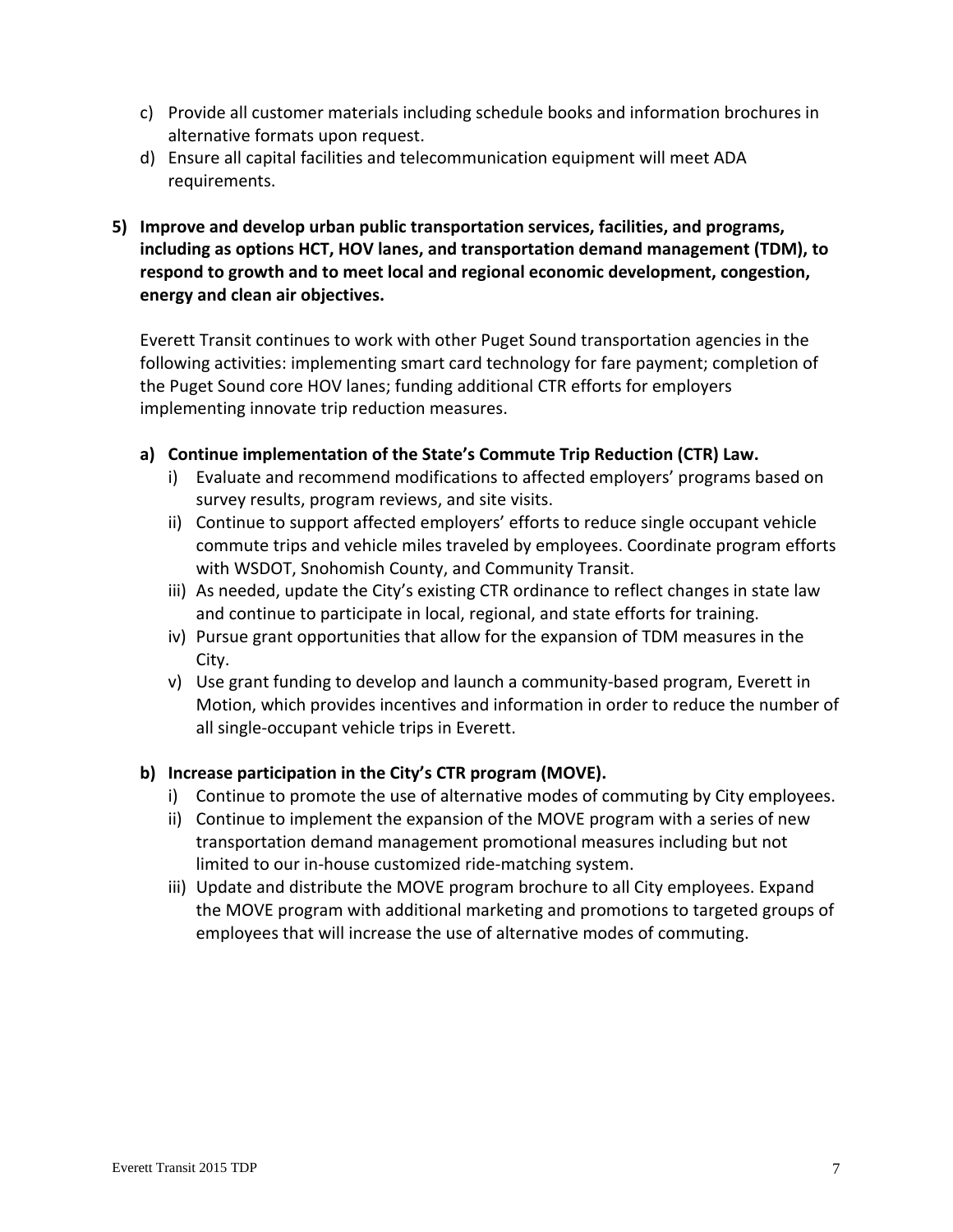c) Provide all customer materials including schedule books and information brochures in alternative formats upon request.
d) Ensure all capital facilities and telecommunication equipment will meet ADA requirements.

**5) Improve and develop urban public transportation services, facilities, and programs, including as options HCT, HOV lanes, and transportation demand management (TDM), to respond to growth and to meet local and regional economic development, congestion, energy and clean air objectives.**

Everett Transit continues to work with other Puget Sound transportation agencies in the following activities: implementing smart card technology for fare payment; completion of the Puget Sound core HOV lanes; funding additional CTR efforts for employers implementing innovate trip reduction measures.

**a) Continue implementation of the State's Commute Trip Reduction (CTR) Law.**

i) Evaluate and recommend modifications to affected employers' programs based on survey results, program reviews, and site visits.
ii) Continue to support affected employers' efforts to reduce single occupant vehicle commute trips and vehicle miles traveled by employees. Coordinate program efforts with WSDOT, Snohomish County, and Community Transit.
iii) As needed, update the City's existing CTR ordinance to reflect changes in state law and continue to participate in local, regional, and state efforts for training.
iv) Pursue grant opportunities that allow for the expansion of TDM measures in the City.
v) Use grant funding to develop and launch a community-based program, Everett in Motion, which provides incentives and information in order to reduce the number of all single-occupant vehicle trips in Everett.

**b) Increase participation in the City's CTR program (MOVE).**

i) Continue to promote the use of alternative modes of commuting by City employees.
ii) Continue to implement the expansion of the MOVE program with a series of new transportation demand management promotional measures including but not limited to our in-house customized ride-matching system.
iii) Update and distribute the MOVE program brochure to all City employees. Expand the MOVE program with additional marketing and promotions to targeted groups of employees that will increase the use of alternative modes of commuting.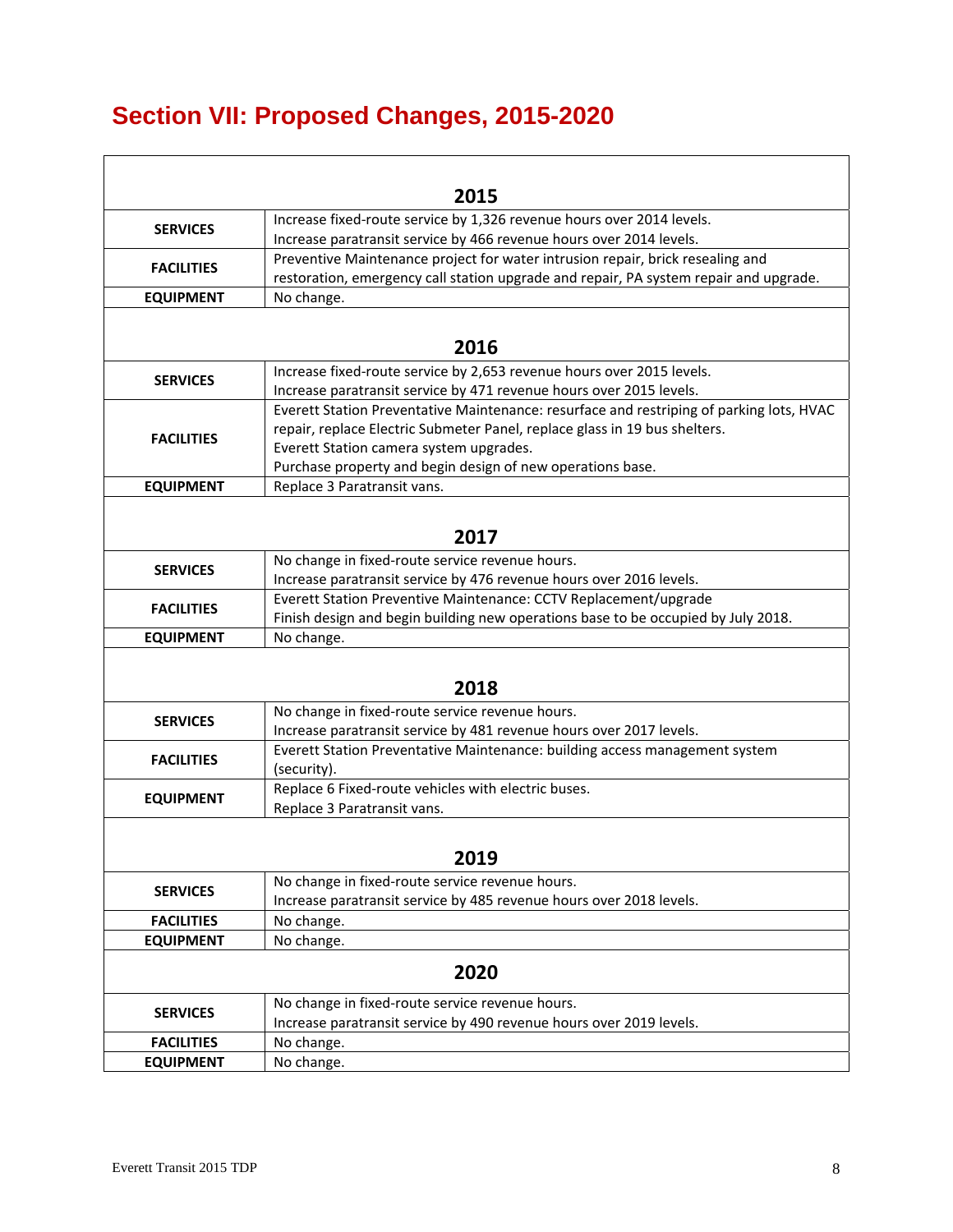# Section VII: Proposed Changes, 2015-2020

| | |
|---|---|
| **2015** | |
| **SERVICES** | Increase fixed-route service by 1,326 revenue hours over 2014 levels.<br>Increase paratransit service by 466 revenue hours over 2014 levels. |
| **FACILITIES** | Preventive Maintenance project for water intrusion repair, brick resealing and restoration, emergency call station upgrade and repair, PA system repair and upgrade. |
| **EQUIPMENT** | No change. |
| **2016** | |
| **SERVICES** | Increase fixed-route service by 2,653 revenue hours over 2015 levels.<br>Increase paratransit service by 471 revenue hours over 2015 levels. |
| **FACILITIES** | Everett Station Preventative Maintenance: resurface and restriping of parking lots, HVAC repair, replace Electric Submeter Panel, replace glass in 19 bus shelters.<br>Everett Station camera system upgrades.<br>Purchase property and begin design of new operations base. |
| **EQUIPMENT** | Replace 3 Paratransit vans. |
| **2017** | |
| **SERVICES** | No change in fixed-route service revenue hours.<br>Increase paratransit service by 476 revenue hours over 2016 levels. |
| **FACILITIES** | Everett Station Preventive Maintenance: CCTV Replacement/upgrade<br>Finish design and begin building new operations base to be occupied by July 2018. |
| **EQUIPMENT** | No change. |
| **2018** | |
| **SERVICES** | No change in fixed-route service revenue hours.<br>Increase paratransit service by 481 revenue hours over 2017 levels. |
| **FACILITIES** | Everett Station Preventative Maintenance: building access management system (security). |
| **EQUIPMENT** | Replace 6 Fixed-route vehicles with electric buses.<br>Replace 3 Paratransit vans. |
| **2019** | |
| **SERVICES** | No change in fixed-route service revenue hours.<br>Increase paratransit service by 485 revenue hours over 2018 levels. |
| **FACILITIES** | No change. |
| **EQUIPMENT** | No change. |
| **2020** | |
| **SERVICES** | No change in fixed-route service revenue hours.<br>Increase paratransit service by 490 revenue hours over 2019 levels. |
| **FACILITIES** | No change. |
| **EQUIPMENT** | No change. |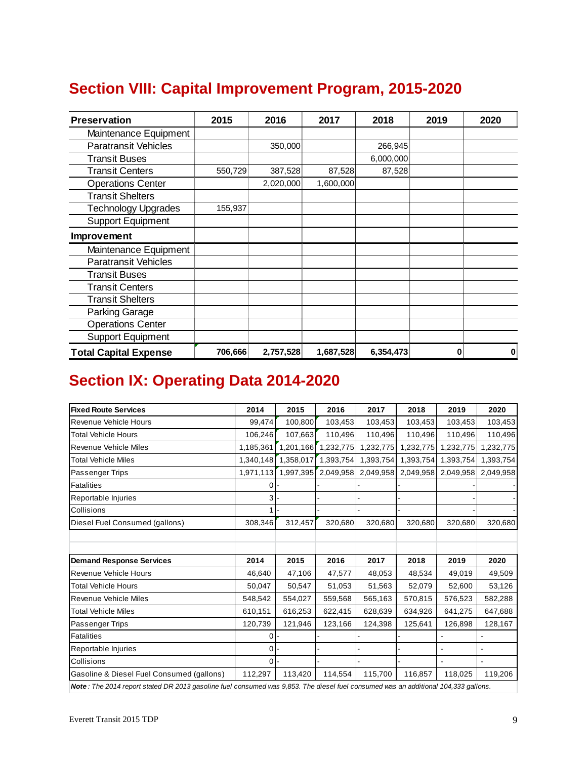## Section VIII: Capital Improvement Program, 2015-2020

| Preservation | 2015 | 2016 | 2017 | 2018 | 2019 | 2020 |
|---|---|---|---|---|---|---|
| Maintenance Equipment | | | | | | |
| Paratransit Vehicles | | 350,000 | | 266,945 | | |
| Transit Buses | | | | 6,000,000 | | |
| Transit Centers | 550,729 | 387,528 | 87,528 | 87,528 | | |
| Operations Center | | 2,020,000 | 1,600,000 | | | |
| Transit Shelters | | | | | | |
| Technology Upgrades | 155,937 | | | | | |
| Support Equipment | | | | | | |
| **Improvement** | | | | | | |
| Maintenance Equipment | | | | | | |
| Paratransit Vehicles | | | | | | |
| Transit Buses | | | | | | |
| Transit Centers | | | | | | |
| Transit Shelters | | | | | | |
| Parking Garage | | | | | | |
| Operations Center | | | | | | |
| Support Equipment | | | | | | |
| **Total Capital Expense** | **706,666** | **2,757,528** | **1,687,528** | **6,354,473** | **0** | **0** |

## Section IX: Operating Data 2014-2020

| Fixed Route Services | 2014 | 2015 | 2016 | 2017 | 2018 | 2019 | 2020 |
|---|---|---|---|---|---|---|---|
| Revenue Vehicle Hours | 99,474 | 100,800 | 103,453 | 103,453 | 103,453 | 103,453 | 103,453 |
| Total Vehicle Hours | 106,246 | 107,663 | 110,496 | 110,496 | 110,496 | 110,496 | 110,496 |
| Revenue Vehicle Miles | 1,185,361 | 1,201,166 | 1,232,775 | 1,232,775 | 1,232,775 | 1,232,775 | 1,232,775 |
| Total Vehicle Miles | 1,340,148 | 1,358,017 | 1,393,754 | 1,393,754 | 1,393,754 | 1,393,754 | 1,393,754 |
| Passenger Trips | 1,971,113 | 1,997,395 | 2,049,958 | 2,049,958 | 2,049,958 | 2,049,958 | 2,049,958 |
| Fatalities | 0 | - | - | - | - | - | - |
| Reportable Injuries | 3 | - | - | - | - | - | - |
| Collisions | 1 | - | - | - | - | - | - |
| Diesel Fuel Consumed (gallons) | 308,346 | 312,457 | 320,680 | 320,680 | 320,680 | 320,680 | 320,680 |

| Demand Response Services | 2014 | 2015 | 2016 | 2017 | 2018 | 2019 | 2020 |
|---|---|---|---|---|---|---|---|
| Revenue Vehicle Hours | 46,640 | 47,106 | 47,577 | 48,053 | 48,534 | 49,019 | 49,509 |
| Total Vehicle Hours | 50,047 | 50,547 | 51,053 | 51,563 | 52,079 | 52,600 | 53,126 |
| Revenue Vehicle Miles | 548,542 | 554,027 | 559,568 | 565,163 | 570,815 | 576,523 | 582,288 |
| Total Vehicle Miles | 610,151 | 616,253 | 622,415 | 628,639 | 634,926 | 641,275 | 647,688 |
| Passenger Trips | 120,739 | 121,946 | 123,166 | 124,398 | 125,641 | 126,898 | 128,167 |
| Fatalities | 0 | - | - | - | - | - | - |
| Reportable Injuries | 0 | - | - | - | - | - | - |
| Collisions | 0 | - | - | - | - | - | - |
| Gasoline & Diesel Fuel Consumed (gallons) | 112,297 | 113,420 | 114,554 | 115,700 | 116,857 | 118,025 | 119,206 |

***Note**: The 2014 report stated DR 2013 gasoline fuel consumed was 9,853. The diesel fuel consumed was an additional 104,333 gallons.*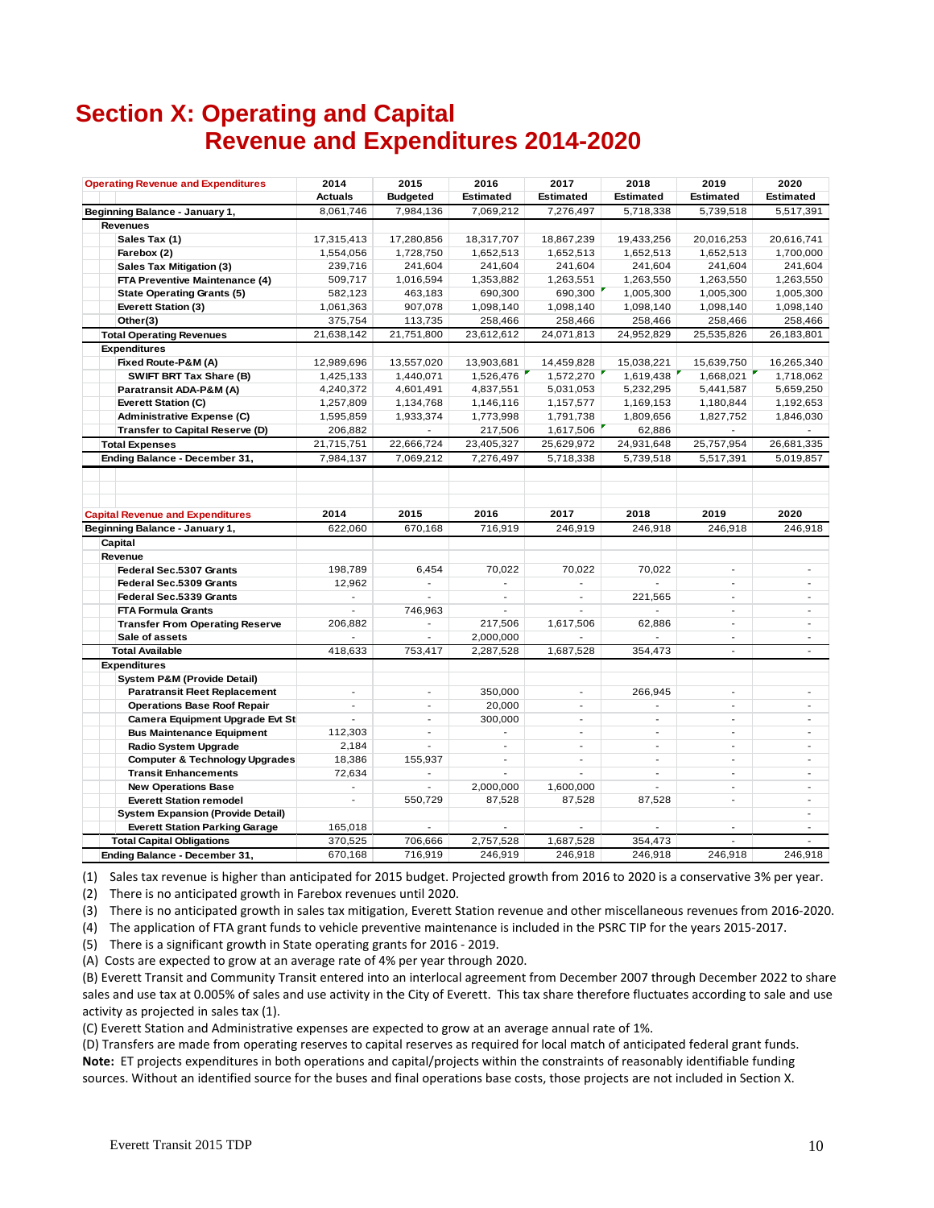# Section X: Operating and Capital Revenue and Expenditures 2014-2020

| Operating Revenue and Expenditures | 2014 Actuals | 2015 Budgeted | 2016 Estimated | 2017 Estimated | 2018 Estimated | 2019 Estimated | 2020 Estimated |
|---|---|---|---|---|---|---|---|
| **Beginning Balance - January 1,** | 8,061,746 | 7,984,136 | 7,069,212 | 7,276,497 | 5,718,338 | 5,739,518 | 5,517,391 |
| **Revenues** | | | | | | | |
| Sales Tax (1) | 17,315,413 | 17,280,856 | 18,317,707 | 18,867,239 | 19,433,256 | 20,016,253 | 20,616,741 |
| Farebox (2) | 1,554,056 | 1,728,750 | 1,652,513 | 1,652,513 | 1,652,513 | 1,652,513 | 1,700,000 |
| Sales Tax Mitigation (3) | 239,716 | 241,604 | 241,604 | 241,604 | 241,604 | 241,604 | 241,604 |
| FTA Preventive Maintenance (4) | 509,717 | 1,016,594 | 1,353,882 | 1,263,551 | 1,263,550 | 1,263,550 | 1,263,550 |
| State Operating Grants (5) | 582,123 | 463,183 | 690,300 | 690,300 | 1,005,300 | 1,005,300 | 1,005,300 |
| Everett Station (3) | 1,061,363 | 907,078 | 1,098,140 | 1,098,140 | 1,098,140 | 1,098,140 | 1,098,140 |
| Other(3) | 375,754 | 113,735 | 258,466 | 258,466 | 258,466 | 258,466 | 258,466 |
| **Total Operating Revenues** | 21,638,142 | 21,751,800 | 23,612,612 | 24,071,813 | 24,952,829 | 25,535,826 | 26,183,801 |
| **Expenditures** | | | | | | | |
| Fixed Route-P&M (A) | 12,989,696 | 13,557,020 | 13,903,681 | 14,459,828 | 15,038,221 | 15,639,750 | 16,265,340 |
| SWIFT BRT Tax Share (B) | 1,425,133 | 1,440,071 | 1,526,476 | 1,572,270 | 1,619,438 | 1,668,021 | 1,718,062 |
| Paratransit ADA-P&M (A) | 4,240,372 | 4,601,491 | 4,837,551 | 5,031,053 | 5,232,295 | 5,441,587 | 5,659,250 |
| Everett Station (C) | 1,257,809 | 1,134,768 | 1,146,116 | 1,157,577 | 1,169,153 | 1,180,844 | 1,192,653 |
| Administrative Expense (C) | 1,595,859 | 1,933,374 | 1,773,998 | 1,791,738 | 1,809,656 | 1,827,752 | 1,846,030 |
| Transfer to Capital Reserve (D) | 206,882 | - | 217,506 | 1,617,506 | 62,886 | - | - |
| **Total Expenses** | 21,715,751 | 22,666,724 | 23,405,327 | 25,629,972 | 24,931,648 | 25,757,954 | 26,681,335 |
| **Ending Balance - December 31,** | 7,984,137 | 7,069,212 | 7,276,497 | 5,718,338 | 5,739,518 | 5,517,391 | 5,019,857 |

| Capital Revenue and Expenditures | 2014 | 2015 | 2016 | 2017 | 2018 | 2019 | 2020 |
|---|---|---|---|---|---|---|---|
| **Beginning Balance - January 1,** | 622,060 | 670,168 | 716,919 | 246,919 | 246,918 | 246,918 | 246,918 |
| **Capital** | | | | | | | |
| **Revenue** | | | | | | | |
| Federal Sec.5307 Grants | 198,789 | 6,454 | 70,022 | 70,022 | 70,022 | - | - |
| Federal Sec.5309 Grants | 12,962 | - | - | - | - | - | - |
| Federal Sec.5339 Grants | - | - | - | - | 221,565 | - | - |
| FTA Formula Grants | - | 746,963 | - | - | - | - | - |
| Transfer From Operating Reserve | 206,882 | - | 217,506 | 1,617,506 | 62,886 | - | - |
| Sale of assets | - | - | 2,000,000 | - | - | - | - |
| **Total Available** | 418,633 | 753,417 | 2,287,528 | 1,687,528 | 354,473 | - | - |
| **Expenditures** | | | | | | | |
| System P&M (Provide Detail) | | | | | | | |
| Paratransit Fleet Replacement | - | - | 350,000 | - | 266,945 | - | - |
| Operations Base Roof Repair | - | - | 20,000 | - | - | - | - |
| Camera Equipment Upgrade Evt St | - | - | 300,000 | - | - | - | - |
| Bus Maintenance Equipment | 112,303 | - | - | - | - | - | - |
| Radio System Upgrade | 2,184 | - | - | - | - | - | - |
| Computer & Technology Upgrades | 18,386 | 155,937 | - | - | - | - | - |
| Transit Enhancements | 72,634 | - | - | - | - | - | - |
| New Operations Base | - | - | 2,000,000 | 1,600,000 | - | - | - |
| Everett Station remodel | - | 550,729 | 87,528 | 87,528 | 87,528 | - | - |
| System Expansion (Provide Detail) | | | | | | | - |
| Everett Station Parking Garage | 165,018 | - | - | - | - | - | - |
| **Total Capital Obligations** | 370,525 | 706,666 | 2,757,528 | 1,687,528 | 354,473 | - | - |
| **Ending Balance - December 31,** | 670,168 | 716,919 | 246,919 | 246,918 | 246,918 | 246,918 | 246,918 |

(1) Sales tax revenue is higher than anticipated for 2015 budget. Projected growth from 2016 to 2020 is a conservative 3% per year.

(2) There is no anticipated growth in Farebox revenues until 2020.

(3) There is no anticipated growth in sales tax mitigation, Everett Station revenue and other miscellaneous revenues from 2016-2020.

(4) The application of FTA grant funds to vehicle preventive maintenance is included in the PSRC TIP for the years 2015-2017.

(5) There is a significant growth in State operating grants for 2016 - 2019.

(A) Costs are expected to grow at an average rate of 4% per year through 2020.

(B) Everett Transit and Community Transit entered into an interlocal agreement from December 2007 through December 2022 to share sales and use tax at 0.005% of sales and use activity in the City of Everett. This tax share therefore fluctuates according to sale and use activity as projected in sales tax (1).

(C) Everett Station and Administrative expenses are expected to grow at an average annual rate of 1%.

(D) Transfers are made from operating reserves to capital reserves as required for local match of anticipated federal grant funds.

**Note:** ET projects expenditures in both operations and capital/projects within the constraints of reasonably identifiable funding sources. Without an identified source for the buses and final operations base costs, those projects are not included in Section X.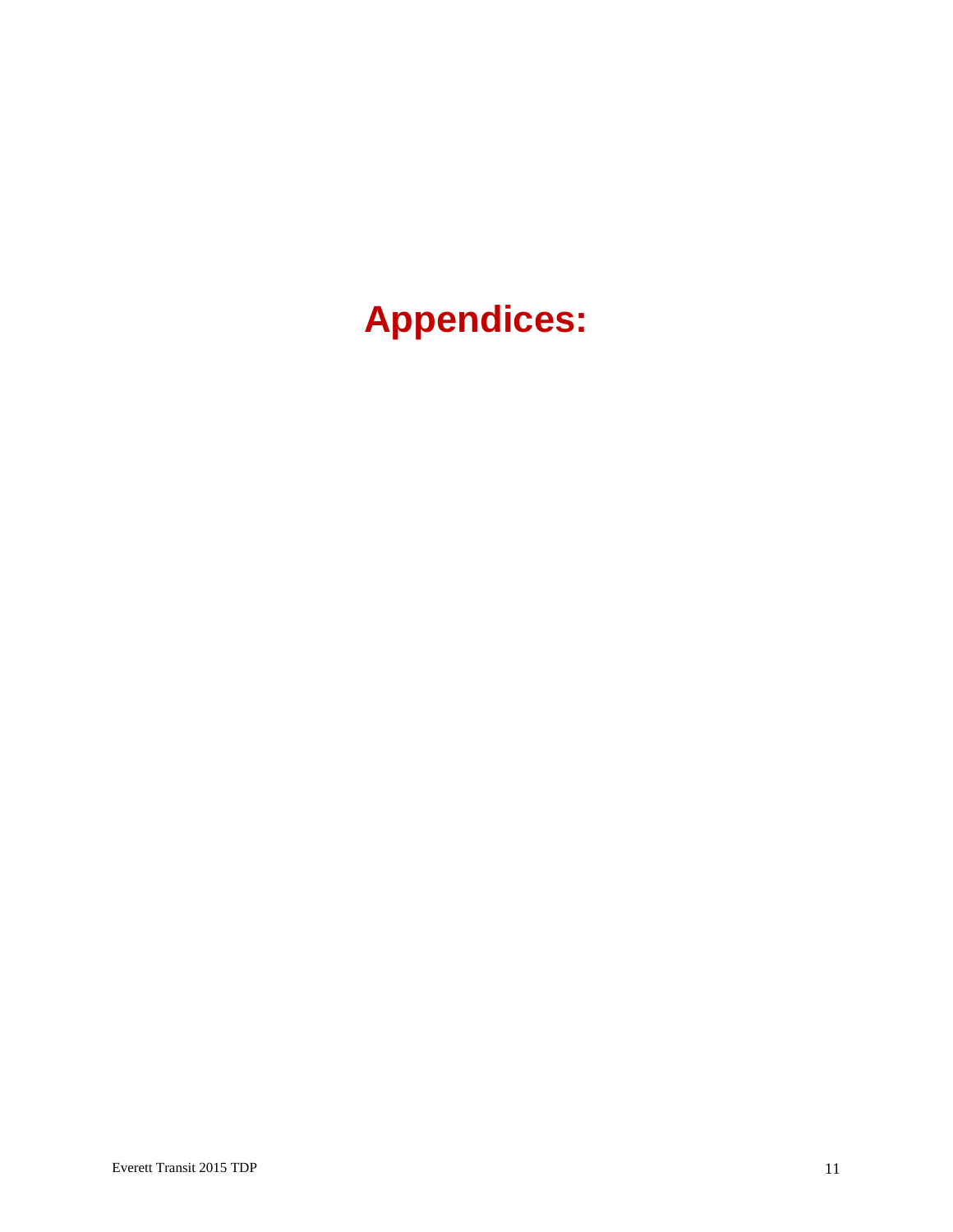# Appendices: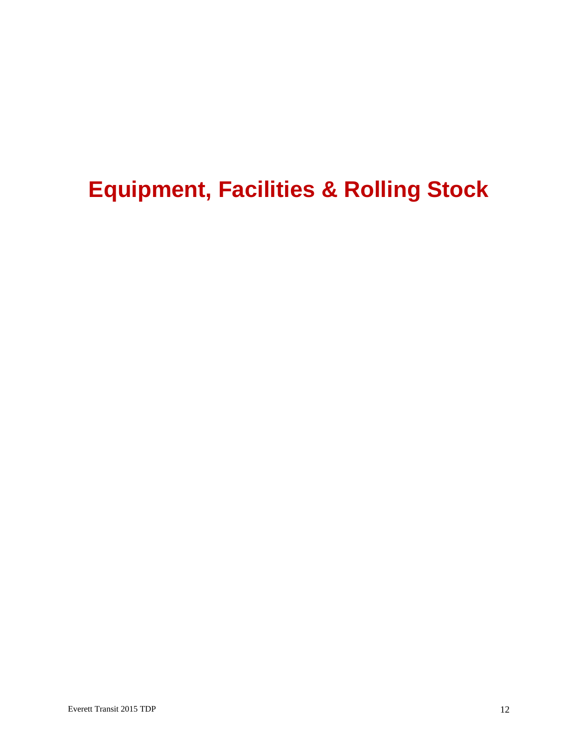# Equipment, Facilities & Rolling Stock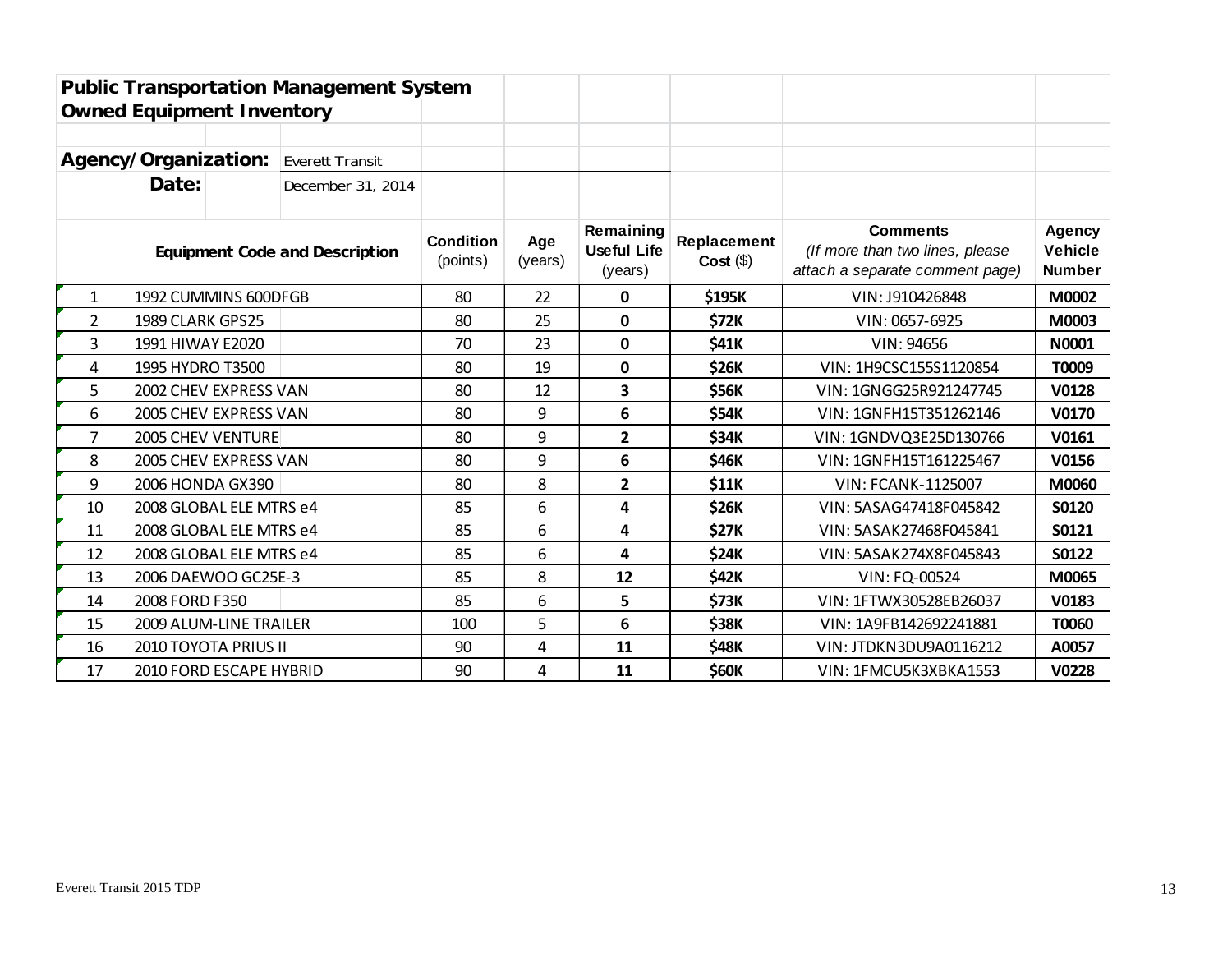## Public Transportation Management System
## Owned Equipment Inventory

**Agency/Organization:** Everett Transit

**Date:** December 31, 2014

| | Equipment Code and Description | Condition (points) | Age (years) | Remaining Useful Life (years) | Replacement Cost ($) | Comments (If more than two lines, please attach a separate comment page) | Agency Vehicle Number |
|---|---|---|---|---|---|---|---|
| 1 | 1992 CUMMINS 600DFGB | 80 | 22 | **0** | **$195K** | VIN: J910426848 | **M0002** |
| 2 | 1989 CLARK GPS25 | 80 | 25 | **0** | **$72K** | VIN: 0657-6925 | **M0003** |
| 3 | 1991 HIWAY E2020 | 70 | 23 | **0** | **$41K** | VIN: 94656 | **N0001** |
| 4 | 1995 HYDRO T3500 | 80 | 19 | **0** | **$26K** | VIN: 1H9CSC155S1120854 | **T0009** |
| 5 | 2002 CHEV EXPRESS VAN | 80 | 12 | **3** | **$56K** | VIN: 1GNGG25R921247745 | **V0128** |
| 6 | 2005 CHEV EXPRESS VAN | 80 | 9 | **6** | **$54K** | VIN: 1GNFH15T351262146 | **V0170** |
| 7 | 2005 CHEV VENTURE | 80 | 9 | **2** | **$34K** | VIN: 1GNDVQ3E25D130766 | **V0161** |
| 8 | 2005 CHEV EXPRESS VAN | 80 | 9 | **6** | **$46K** | VIN: 1GNFH15T161225467 | **V0156** |
| 9 | 2006 HONDA GX390 | 80 | 8 | **2** | **$11K** | VIN: FCANK-1125007 | **M0060** |
| 10 | 2008 GLOBAL ELE MTRS e4 | 85 | 6 | **4** | **$26K** | VIN: 5ASAG47418F045842 | **S0120** |
| 11 | 2008 GLOBAL ELE MTRS e4 | 85 | 6 | **4** | **$27K** | VIN: 5ASAK27468F045841 | **S0121** |
| 12 | 2008 GLOBAL ELE MTRS e4 | 85 | 6 | **4** | **$24K** | VIN: 5ASAK274X8F045843 | **S0122** |
| 13 | 2006 DAEWOO GC25E-3 | 85 | 8 | **12** | **$42K** | VIN: FQ-00524 | **M0065** |
| 14 | 2008 FORD F350 | 85 | 6 | **5** | **$73K** | VIN: 1FTWX30528EB26037 | **V0183** |
| 15 | 2009 ALUM-LINE TRAILER | 100 | 5 | **6** | **$38K** | VIN: 1A9FB142692241881 | **T0060** |
| 16 | 2010 TOYOTA PRIUS II | 90 | 4 | **11** | **$48K** | VIN: JTDKN3DU9A0116212 | **A0057** |
| 17 | 2010 FORD ESCAPE HYBRID | 90 | 4 | **11** | **$60K** | VIN: 1FMCU5K3XBKA1553 | **V0228** |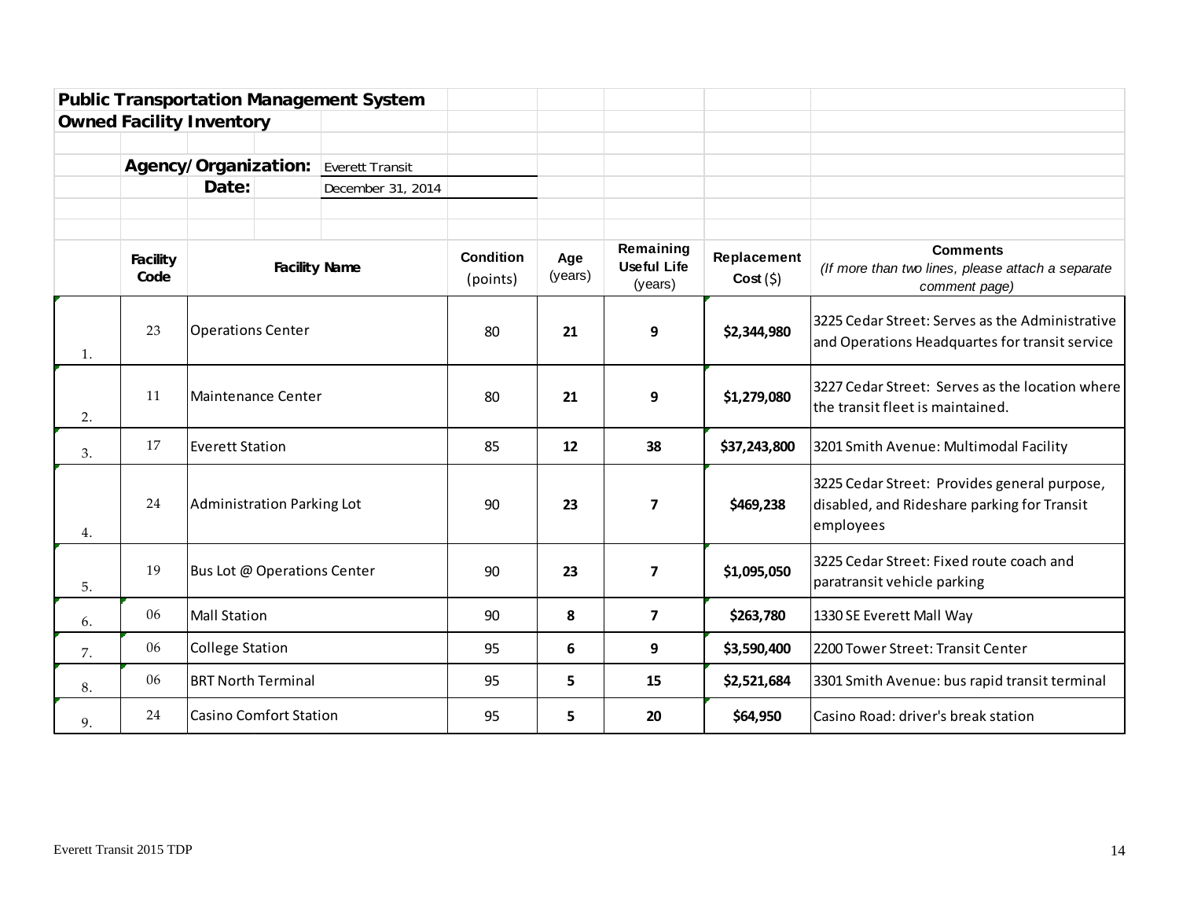**Public Transportation Management System**
**Owned Facility Inventory**

**Agency/Organization:** Everett Transit
**Date:** December 31, 2014

| | Facility Code | Facility Name | Condition (points) | Age (years) | Remaining Useful Life (years) | Replacement Cost ($) | Comments *(If more than two lines, please attach a separate comment page)* |
|---|---|---|---|---|---|---|---|
| 1. | 23 | Operations Center | 80 | **21** | **9** | **$2,344,980** | 3225 Cedar Street: Serves as the Administrative and Operations Headquartes for transit service |
| 2. | 11 | Maintenance Center | 80 | **21** | **9** | **$1,279,080** | 3227 Cedar Street: Serves as the location where the transit fleet is maintained. |
| 3. | 17 | Everett Station | 85 | **12** | **38** | **$37,243,800** | 3201 Smith Avenue: Multimodal Facility |
| 4. | 24 | Administration Parking Lot | 90 | **23** | **7** | **$469,238** | 3225 Cedar Street: Provides general purpose, disabled, and Rideshare parking for Transit employees |
| 5. | 19 | Bus Lot @ Operations Center | 90 | **23** | **7** | **$1,095,050** | 3225 Cedar Street: Fixed route coach and paratransit vehicle parking |
| 6. | 06 | Mall Station | 90 | **8** | **7** | **$263,780** | 1330 SE Everett Mall Way |
| 7. | 06 | College Station | 95 | **6** | **9** | **$3,590,400** | 2200 Tower Street: Transit Center |
| 8. | 06 | BRT North Terminal | 95 | **5** | **15** | **$2,521,684** | 3301 Smith Avenue: bus rapid transit terminal |
| 9. | 24 | Casino Comfort Station | 95 | **5** | **20** | **$64,950** | Casino Road: driver's break station |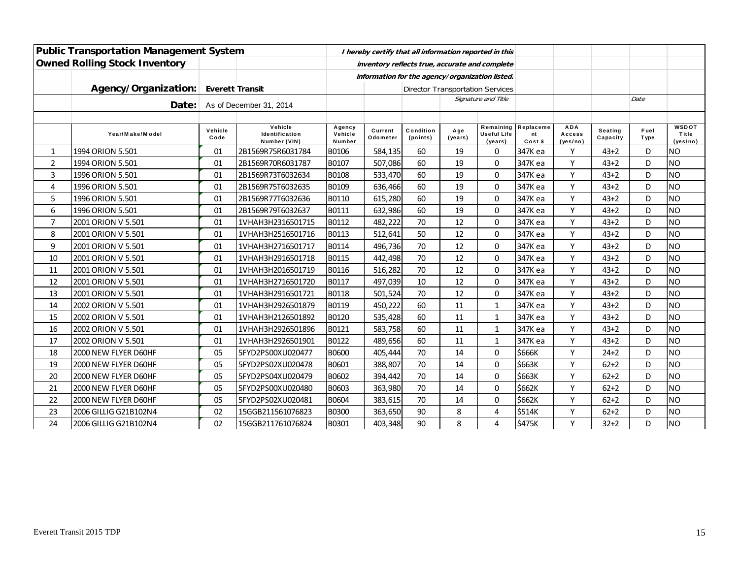**Public Transportation Management System**

**Owned Rolling Stock Inventory**

*I hereby certify that all information reported in this inventory reflects true, accurate and complete information for the agency/organization listed.*

**Agency/Organization:** Everett Transit

**Date:** As of December 31, 2014

Director Transportation Services

*Signature and Title*

*Date*

| | Year/Make/Model | Vehicle Code | Vehicle Identification Number (VIN) | Agency Vehicle Number | Current Odometer | Condition (points) | Age (years) | Remaining Useful Life (years) | Replacement Cost $ | ADA Access (yes/no) | Seating Capacity | Fuel Type | WSDOT Title (yes/no) |
|---|---|---|---|---|---|---|---|---|---|---|---|---|---|
| 1 | 1994 ORION 5.501 | 01 | 2B1569R75R6031784 | B0106 | 584,135 | 60 | 19 | 0 | 347K ea | Y | 43+2 | D | NO |
| 2 | 1994 ORION 5.501 | 01 | 2B1569R70R6031787 | B0107 | 507,086 | 60 | 19 | 0 | 347K ea | Y | 43+2 | D | NO |
| 3 | 1996 ORION 5.501 | 01 | 2B1569R73T6032634 | B0108 | 533,470 | 60 | 19 | 0 | 347K ea | Y | 43+2 | D | NO |
| 4 | 1996 ORION 5.501 | 01 | 2B1569R75T6032635 | B0109 | 636,466 | 60 | 19 | 0 | 347K ea | Y | 43+2 | D | NO |
| 5 | 1996 ORION 5.501 | 01 | 2B1569R77T6032636 | B0110 | 615,280 | 60 | 19 | 0 | 347K ea | Y | 43+2 | D | NO |
| 6 | 1996 ORION 5.501 | 01 | 2B1569R79T6032637 | B0111 | 632,986 | 60 | 19 | 0 | 347K ea | Y | 43+2 | D | NO |
| 7 | 2001 ORION V 5.501 | 01 | 1VHAH3H2316501715 | B0112 | 482,222 | 70 | 12 | 0 | 347K ea | Y | 43+2 | D | NO |
| 8 | 2001 ORION V 5.501 | 01 | 1VHAH3H2516501716 | B0113 | 512,641 | 50 | 12 | 0 | 347K ea | Y | 43+2 | D | NO |
| 9 | 2001 ORION V 5.501 | 01 | 1VHAH3H2716501717 | B0114 | 496,736 | 70 | 12 | 0 | 347K ea | Y | 43+2 | D | NO |
| 10 | 2001 ORION V 5.501 | 01 | 1VHAH3H2916501718 | B0115 | 442,498 | 70 | 12 | 0 | 347K ea | Y | 43+2 | D | NO |
| 11 | 2001 ORION V 5.501 | 01 | 1VHAH3H2016501719 | B0116 | 516,282 | 70 | 12 | 0 | 347K ea | Y | 43+2 | D | NO |
| 12 | 2001 ORION V 5.501 | 01 | 1VHAH3H2716501720 | B0117 | 497,039 | 10 | 12 | 0 | 347K ea | Y | 43+2 | D | NO |
| 13 | 2001 ORION V 5.501 | 01 | 1VHAH3H2916501721 | B0118 | 501,524 | 70 | 12 | 0 | 347K ea | Y | 43+2 | D | NO |
| 14 | 2002 ORION V 5.501 | 01 | 1VHAH3H2926501879 | B0119 | 450,222 | 60 | 11 | 1 | 347K ea | Y | 43+2 | D | NO |
| 15 | 2002 ORION V 5.501 | 01 | 1VHAH3H2126501892 | B0120 | 535,428 | 60 | 11 | 1 | 347K ea | Y | 43+2 | D | NO |
| 16 | 2002 ORION V 5.501 | 01 | 1VHAH3H2926501896 | B0121 | 583,758 | 60 | 11 | 1 | 347K ea | Y | 43+2 | D | NO |
| 17 | 2002 ORION V 5.501 | 01 | 1VHAH3H2926501901 | B0122 | 489,656 | 60 | 11 | 1 | 347K ea | Y | 43+2 | D | NO |
| 18 | 2000 NEW FLYER D60HF | 05 | 5FYD2PS00XU020477 | B0600 | 405,444 | 70 | 14 | 0 | $666K | Y | 24+2 | D | NO |
| 19 | 2000 NEW FLYER D60HF | 05 | 5FYD2PS02XU020478 | B0601 | 388,807 | 70 | 14 | 0 | $663K | Y | 62+2 | D | NO |
| 20 | 2000 NEW FLYER D60HF | 05 | 5FYD2PS04XU020479 | B0602 | 394,442 | 70 | 14 | 0 | $663K | Y | 62+2 | D | NO |
| 21 | 2000 NEW FLYER D60HF | 05 | 5FYD2PS00XU020480 | B0603 | 363,980 | 70 | 14 | 0 | $662K | Y | 62+2 | D | NO |
| 22 | 2000 NEW FLYER D60HF | 05 | 5FYD2PS02XU020481 | B0604 | 383,615 | 70 | 14 | 0 | $662K | Y | 62+2 | D | NO |
| 23 | 2006 GILLIG G21B102N4 | 02 | 15GGB211561076823 | B0300 | 363,650 | 90 | 8 | 4 | $514K | Y | 62+2 | D | NO |
| 24 | 2006 GILLIG G21B102N4 | 02 | 15GGB211761076824 | B0301 | 403,348 | 90 | 8 | 4 | $475K | Y | 32+2 | D | NO |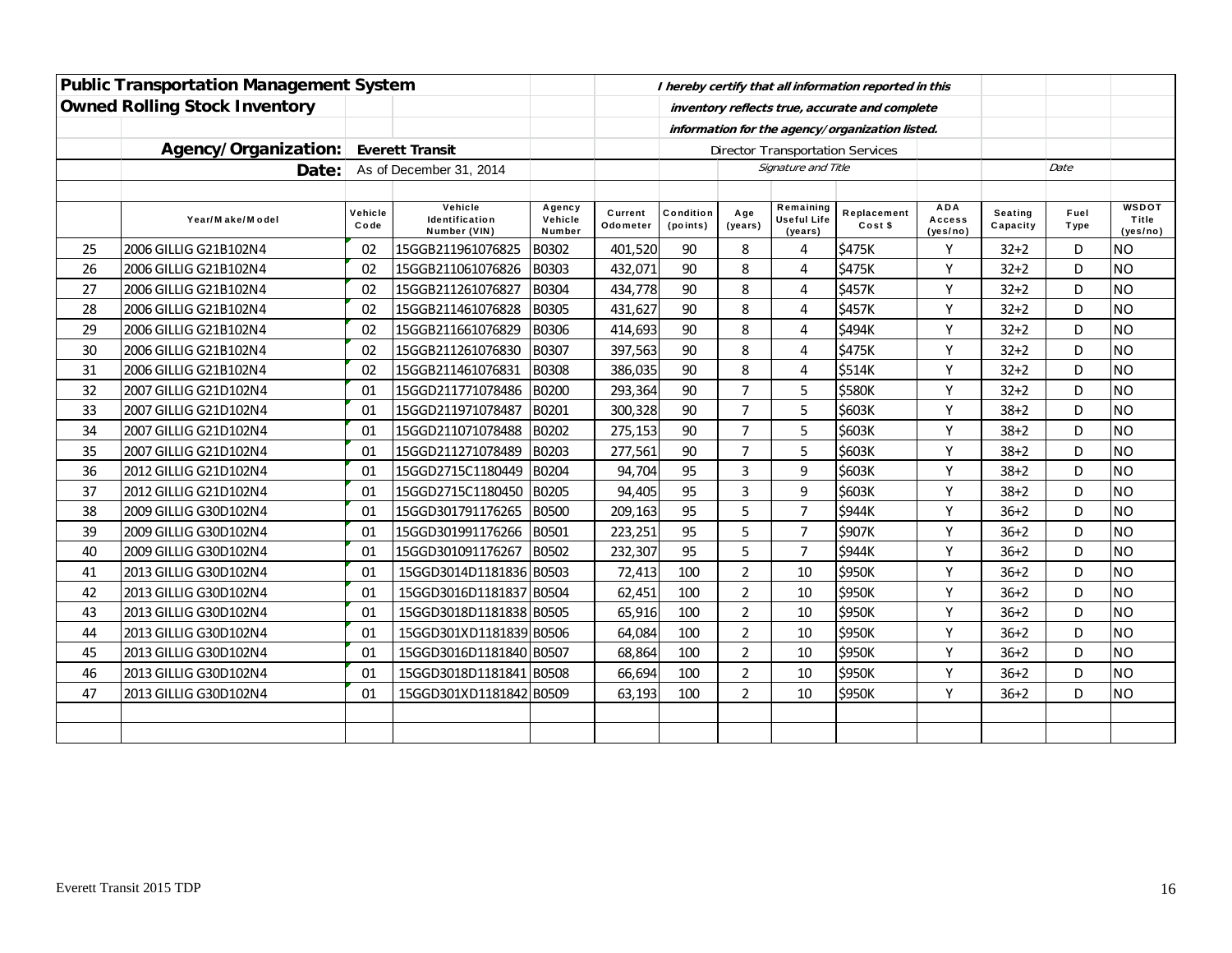| | **Public Transportation Management System** | | | | | | *I hereby certify that all information reported in this* | | | | | | |
|---|---|---|---|---|---|---|---|---|---|---|---|---|---|
| | **Owned Rolling Stock Inventory** | | | | | | *inventory reflects true, accurate and complete* | | | | | | |
| | | | | | | | *information for the agency/organization listed.* | | | | | | |
| | **Agency/Organization:** | **Everett Transit** | | | | | Director Transportation Services | | | | | | |
| | **Date:** | As of December 31, 2014 | | | | | *Signature and Title* | | | | | *Date* | |
| | | | | | | | | | | | | | |
| | **Year/Make/Model** | **Vehicle Code** | **Vehicle Identification Number (VIN)** | **Agency Vehicle Number** | **Current Odometer** | **Condition (points)** | **Age (years)** | **Remaining Useful Life (years)** | **Replacement Cost $** | **ADA Access (yes/no)** | **Seating Capacity** | **Fuel Type** | **WSDOT Title (yes/no)** |
| 25 | 2006 GILLIG G21B102N4 | 02 | 15GGB211961076825 | B0302 | 401,520 | 90 | 8 | 4 | $475K | Y | 32+2 | D | NO |
| 26 | 2006 GILLIG G21B102N4 | 02 | 15GGB211061076826 | B0303 | 432,071 | 90 | 8 | 4 | $475K | Y | 32+2 | D | NO |
| 27 | 2006 GILLIG G21B102N4 | 02 | 15GGB211261076827 | B0304 | 434,778 | 90 | 8 | 4 | $457K | Y | 32+2 | D | NO |
| 28 | 2006 GILLIG G21B102N4 | 02 | 15GGB211461076828 | B0305 | 431,627 | 90 | 8 | 4 | $457K | Y | 32+2 | D | NO |
| 29 | 2006 GILLIG G21B102N4 | 02 | 15GGB211661076829 | B0306 | 414,693 | 90 | 8 | 4 | $494K | Y | 32+2 | D | NO |
| 30 | 2006 GILLIG G21B102N4 | 02 | 15GGB211261076830 | B0307 | 397,563 | 90 | 8 | 4 | $475K | Y | 32+2 | D | NO |
| 31 | 2006 GILLIG G21B102N4 | 02 | 15GGB211461076831 | B0308 | 386,035 | 90 | 8 | 4 | $514K | Y | 32+2 | D | NO |
| 32 | 2007 GILLIG G21D102N4 | 01 | 15GGD211771078486 | B0200 | 293,364 | 90 | 7 | 5 | $580K | Y | 32+2 | D | NO |
| 33 | 2007 GILLIG G21D102N4 | 01 | 15GGD211971078487 | B0201 | 300,328 | 90 | 7 | 5 | $603K | Y | 38+2 | D | NO |
| 34 | 2007 GILLIG G21D102N4 | 01 | 15GGD211071078488 | B0202 | 275,153 | 90 | 7 | 5 | $603K | Y | 38+2 | D | NO |
| 35 | 2007 GILLIG G21D102N4 | 01 | 15GGD211271078489 | B0203 | 277,561 | 90 | 7 | 5 | $603K | Y | 38+2 | D | NO |
| 36 | 2012 GILLIG G21D102N4 | 01 | 15GGD2715C1180449 | B0204 | 94,704 | 95 | 3 | 9 | $603K | Y | 38+2 | D | NO |
| 37 | 2012 GILLIG G21D102N4 | 01 | 15GGD2715C1180450 | B0205 | 94,405 | 95 | 3 | 9 | $603K | Y | 38+2 | D | NO |
| 38 | 2009 GILLIG G30D102N4 | 01 | 15GGD301791176265 | B0500 | 209,163 | 95 | 5 | 7 | $944K | Y | 36+2 | D | NO |
| 39 | 2009 GILLIG G30D102N4 | 01 | 15GGD301991176266 | B0501 | 223,251 | 95 | 5 | 7 | $907K | Y | 36+2 | D | NO |
| 40 | 2009 GILLIG G30D102N4 | 01 | 15GGD301091176267 | B0502 | 232,307 | 95 | 5 | 7 | $944K | Y | 36+2 | D | NO |
| 41 | 2013 GILLIG G30D102N4 | 01 | 15GGD3014D1181836 | B0503 | 72,413 | 100 | 2 | 10 | $950K | Y | 36+2 | D | NO |
| 42 | 2013 GILLIG G30D102N4 | 01 | 15GGD3016D1181837 | B0504 | 62,451 | 100 | 2 | 10 | $950K | Y | 36+2 | D | NO |
| 43 | 2013 GILLIG G30D102N4 | 01 | 15GGD3018D1181838 | B0505 | 65,916 | 100 | 2 | 10 | $950K | Y | 36+2 | D | NO |
| 44 | 2013 GILLIG G30D102N4 | 01 | 15GGD301XD1181839 | B0506 | 64,084 | 100 | 2 | 10 | $950K | Y | 36+2 | D | NO |
| 45 | 2013 GILLIG G30D102N4 | 01 | 15GGD3016D1181840 | B0507 | 68,864 | 100 | 2 | 10 | $950K | Y | 36+2 | D | NO |
| 46 | 2013 GILLIG G30D102N4 | 01 | 15GGD3018D1181841 | B0508 | 66,694 | 100 | 2 | 10 | $950K | Y | 36+2 | D | NO |
| 47 | 2013 GILLIG G30D102N4 | 01 | 15GGD301XD1181842 | B0509 | 63,193 | 100 | 2 | 10 | $950K | Y | 36+2 | D | NO |
| | | | | | | | | | | | | | |
| | | | | | | | | | | | | | |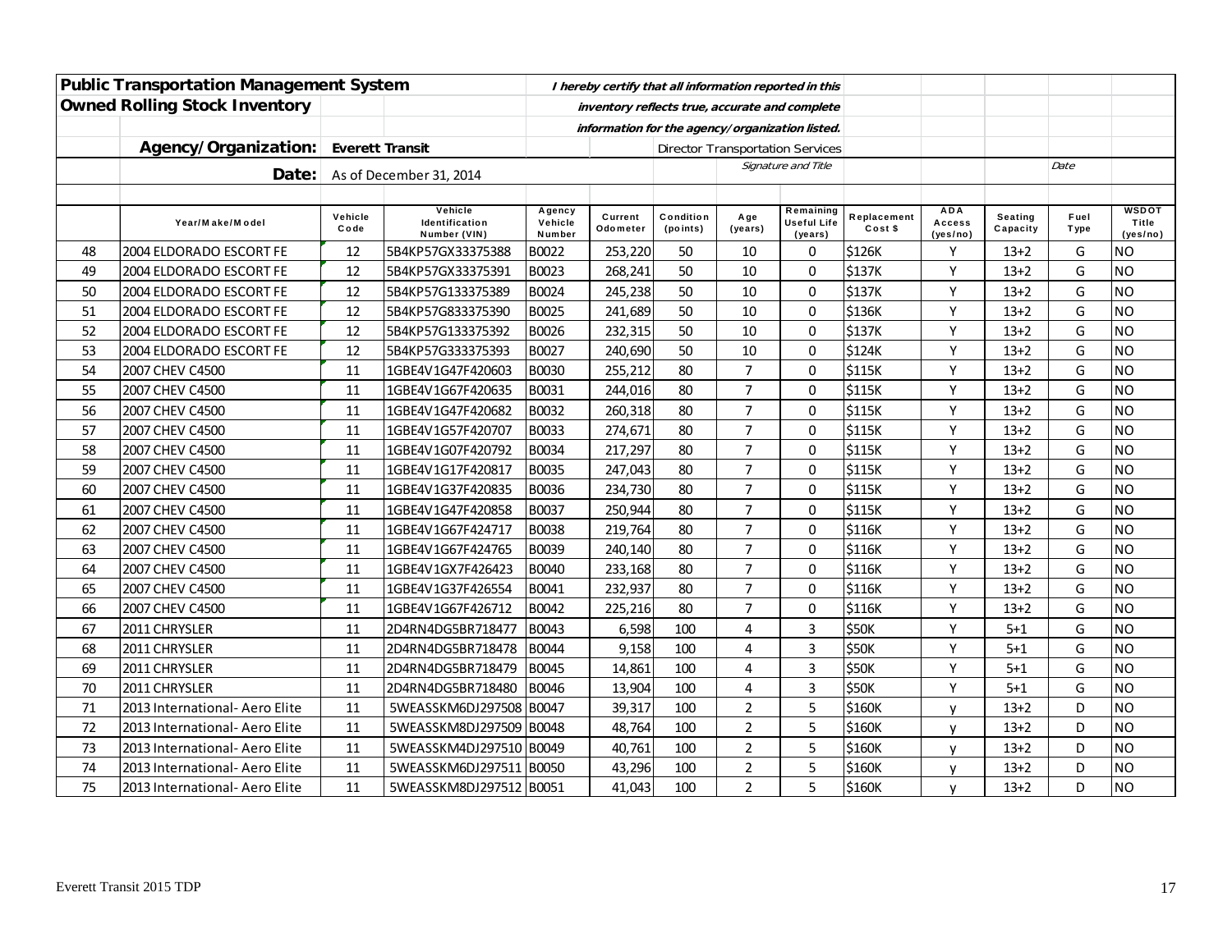**Public Transportation Management System**

**Owned Rolling Stock Inventory**

*I hereby certify that all information reported in this inventory reflects true, accurate and complete information for the agency/organization listed.*

**Agency/Organization:** Everett Transit

Director Transportation Services

*Signature and Title*

*Date*

**Date:** As of December 31, 2014

| | Year/Make/Model | Vehicle Code | Vehicle Identification Number (VIN) | Agency Vehicle Number | Current Odometer | Condition (points) | Age (years) | Remaining Useful Life (years) | Replacement Cost $ | ADA Access (yes/no) | Seating Capacity | Fuel Type | WSDOT Title (yes/no) |
|---|---|---|---|---|---|---|---|---|---|---|---|---|---|
| 48 | 2004 ELDORADO ESCORT FE | 12 | 5B4KP57GX33375388 | B0022 | 253,220 | 50 | 10 | 0 | $126K | Y | 13+2 | G | NO |
| 49 | 2004 ELDORADO ESCORT FE | 12 | 5B4KP57GX33375391 | B0023 | 268,241 | 50 | 10 | 0 | $137K | Y | 13+2 | G | NO |
| 50 | 2004 ELDORADO ESCORT FE | 12 | 5B4KP57G133375389 | B0024 | 245,238 | 50 | 10 | 0 | $137K | Y | 13+2 | G | NO |
| 51 | 2004 ELDORADO ESCORT FE | 12 | 5B4KP57G833375390 | B0025 | 241,689 | 50 | 10 | 0 | $136K | Y | 13+2 | G | NO |
| 52 | 2004 ELDORADO ESCORT FE | 12 | 5B4KP57G133375392 | B0026 | 232,315 | 50 | 10 | 0 | $137K | Y | 13+2 | G | NO |
| 53 | 2004 ELDORADO ESCORT FE | 12 | 5B4KP57G333375393 | B0027 | 240,690 | 50 | 10 | 0 | $124K | Y | 13+2 | G | NO |
| 54 | 2007 CHEV C4500 | 11 | 1GBE4V1G47F420603 | B0030 | 255,212 | 80 | 7 | 0 | $115K | Y | 13+2 | G | NO |
| 55 | 2007 CHEV C4500 | 11 | 1GBE4V1G67F420635 | B0031 | 244,016 | 80 | 7 | 0 | $115K | Y | 13+2 | G | NO |
| 56 | 2007 CHEV C4500 | 11 | 1GBE4V1G47F420682 | B0032 | 260,318 | 80 | 7 | 0 | $115K | Y | 13+2 | G | NO |
| 57 | 2007 CHEV C4500 | 11 | 1GBE4V1G57F420707 | B0033 | 274,671 | 80 | 7 | 0 | $115K | Y | 13+2 | G | NO |
| 58 | 2007 CHEV C4500 | 11 | 1GBE4V1G07F420792 | B0034 | 217,297 | 80 | 7 | 0 | $115K | Y | 13+2 | G | NO |
| 59 | 2007 CHEV C4500 | 11 | 1GBE4V1G17F420817 | B0035 | 247,043 | 80 | 7 | 0 | $115K | Y | 13+2 | G | NO |
| 60 | 2007 CHEV C4500 | 11 | 1GBE4V1G37F420835 | B0036 | 234,730 | 80 | 7 | 0 | $115K | Y | 13+2 | G | NO |
| 61 | 2007 CHEV C4500 | 11 | 1GBE4V1G47F420858 | B0037 | 250,944 | 80 | 7 | 0 | $115K | Y | 13+2 | G | NO |
| 62 | 2007 CHEV C4500 | 11 | 1GBE4V1G67F424717 | B0038 | 219,764 | 80 | 7 | 0 | $116K | Y | 13+2 | G | NO |
| 63 | 2007 CHEV C4500 | 11 | 1GBE4V1G67F424765 | B0039 | 240,140 | 80 | 7 | 0 | $116K | Y | 13+2 | G | NO |
| 64 | 2007 CHEV C4500 | 11 | 1GBE4V1GX7F426423 | B0040 | 233,168 | 80 | 7 | 0 | $116K | Y | 13+2 | G | NO |
| 65 | 2007 CHEV C4500 | 11 | 1GBE4V1G37F426554 | B0041 | 232,937 | 80 | 7 | 0 | $116K | Y | 13+2 | G | NO |
| 66 | 2007 CHEV C4500 | 11 | 1GBE4V1G67F426712 | B0042 | 225,216 | 80 | 7 | 0 | $116K | Y | 13+2 | G | NO |
| 67 | 2011 CHRYSLER | 11 | 2D4RN4DG5BR718477 | B0043 | 6,598 | 100 | 4 | 3 | $50K | Y | 5+1 | G | NO |
| 68 | 2011 CHRYSLER | 11 | 2D4RN4DG5BR718478 | B0044 | 9,158 | 100 | 4 | 3 | $50K | Y | 5+1 | G | NO |
| 69 | 2011 CHRYSLER | 11 | 2D4RN4DG5BR718479 | B0045 | 14,861 | 100 | 4 | 3 | $50K | Y | 5+1 | G | NO |
| 70 | 2011 CHRYSLER | 11 | 2D4RN4DG5BR718480 | B0046 | 13,904 | 100 | 4 | 3 | $50K | Y | 5+1 | G | NO |
| 71 | 2013 International- Aero Elite | 11 | 5WEASSKM6DJ297508 | B0047 | 39,317 | 100 | 2 | 5 | $160K | y | 13+2 | D | NO |
| 72 | 2013 International- Aero Elite | 11 | 5WEASSKM8DJ297509 | B0048 | 48,764 | 100 | 2 | 5 | $160K | y | 13+2 | D | NO |
| 73 | 2013 International- Aero Elite | 11 | 5WEASSKM4DJ297510 | B0049 | 40,761 | 100 | 2 | 5 | $160K | y | 13+2 | D | NO |
| 74 | 2013 International- Aero Elite | 11 | 5WEASSKM6DJ297511 | B0050 | 43,296 | 100 | 2 | 5 | $160K | y | 13+2 | D | NO |
| 75 | 2013 International- Aero Elite | 11 | 5WEASSKM8DJ297512 | B0051 | 41,043 | 100 | 2 | 5 | $160K | y | 13+2 | D | NO |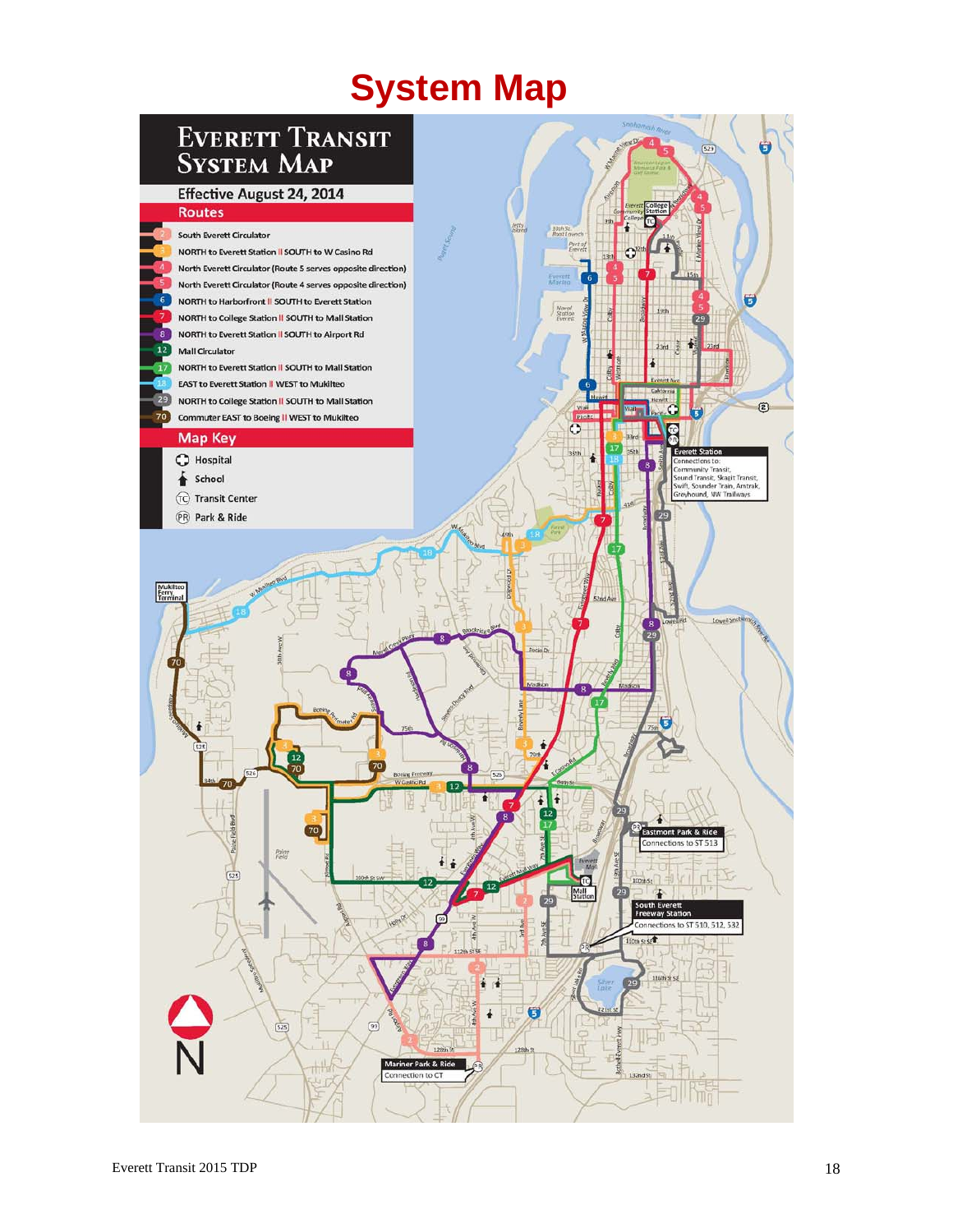# System Map

## Everett Transit System Map

Effective August 24, 2014

### Routes

- 2 — South Everett Circulator
- 3 — NORTH to Everett Station || SOUTH to W Casino Rd
- 4 — North Everett Circulator (Route 5 serves opposite direction)
- 5 — North Everett Circulator (Route 4 serves opposite direction)
- 6 — NORTH to Harborfront || SOUTH to Everett Station
- 7 — NORTH to College Station || SOUTH to Mall Station
- 8 — NORTH to Everett Station || SOUTH to Airport Rd
- 12 — Mall Circulator
- 17 — NORTH to Everett Station || SOUTH to Mall Station
- 18 — EAST to Everett Station || WEST to Mukilteo
- 29 — NORTH to College Station || SOUTH to Mall Station
- 70 — Commuter EAST to Boeing || WEST to Mukilteo

### Map Key

- Hospital
- School
- TC Transit Center
- PR Park & Ride

Everett Station — Connections to: Community Transit, Sound Transit, Skagit Transit, Swift, Sounder Train, Amtrak, Greyhound, NW Trailways

Eastmont Park & Ride — Connections to ST 513

South Everett Freeway Station — Connections to ST 510, 512, 532

Mariner Park & Ride — Connection to CT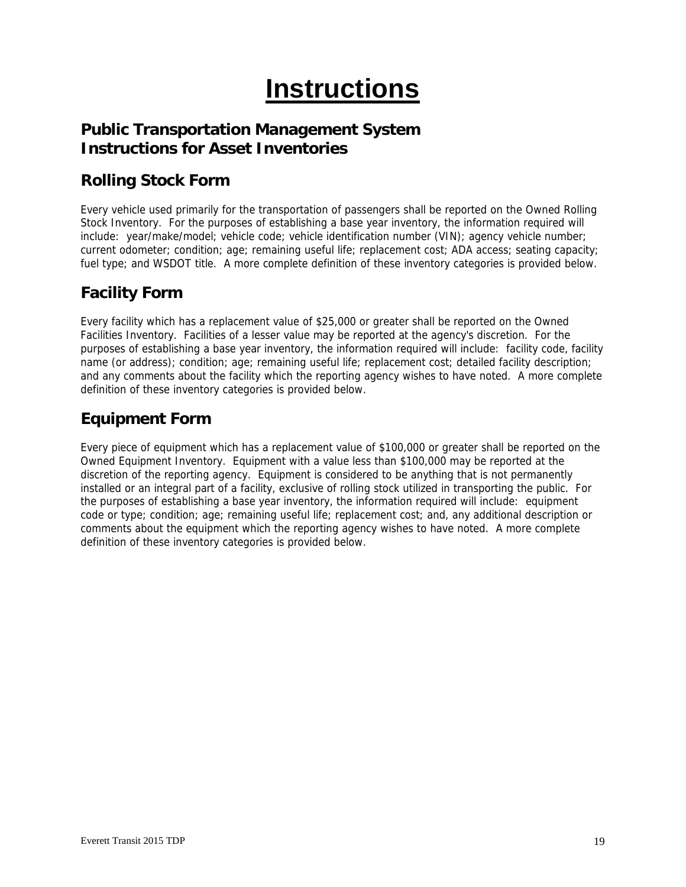# Instructions

## Public Transportation Management System Instructions for Asset Inventories

## Rolling Stock Form

Every vehicle used primarily for the transportation of passengers shall be reported on the Owned Rolling Stock Inventory. For the purposes of establishing a base year inventory, the information required will include: year/make/model; vehicle code; vehicle identification number (VIN); agency vehicle number; current odometer; condition; age; remaining useful life; replacement cost; ADA access; seating capacity; fuel type; and WSDOT title. A more complete definition of these inventory categories is provided below.

## Facility Form

Every facility which has a replacement value of $25,000 or greater shall be reported on the Owned Facilities Inventory. Facilities of a lesser value may be reported at the agency's discretion. For the purposes of establishing a base year inventory, the information required will include: facility code, facility name (or address); condition; age; remaining useful life; replacement cost; detailed facility description; and any comments about the facility which the reporting agency wishes to have noted. A more complete definition of these inventory categories is provided below.

## Equipment Form

Every piece of equipment which has a replacement value of $100,000 or greater shall be reported on the Owned Equipment Inventory. Equipment with a value less than $100,000 may be reported at the discretion of the reporting agency. Equipment is considered to be anything that is not permanently installed or an integral part of a facility, exclusive of rolling stock utilized in transporting the public. For the purposes of establishing a base year inventory, the information required will include: equipment code or type; condition; age; remaining useful life; replacement cost; and, any additional description or comments about the equipment which the reporting agency wishes to have noted. A more complete definition of these inventory categories is provided below.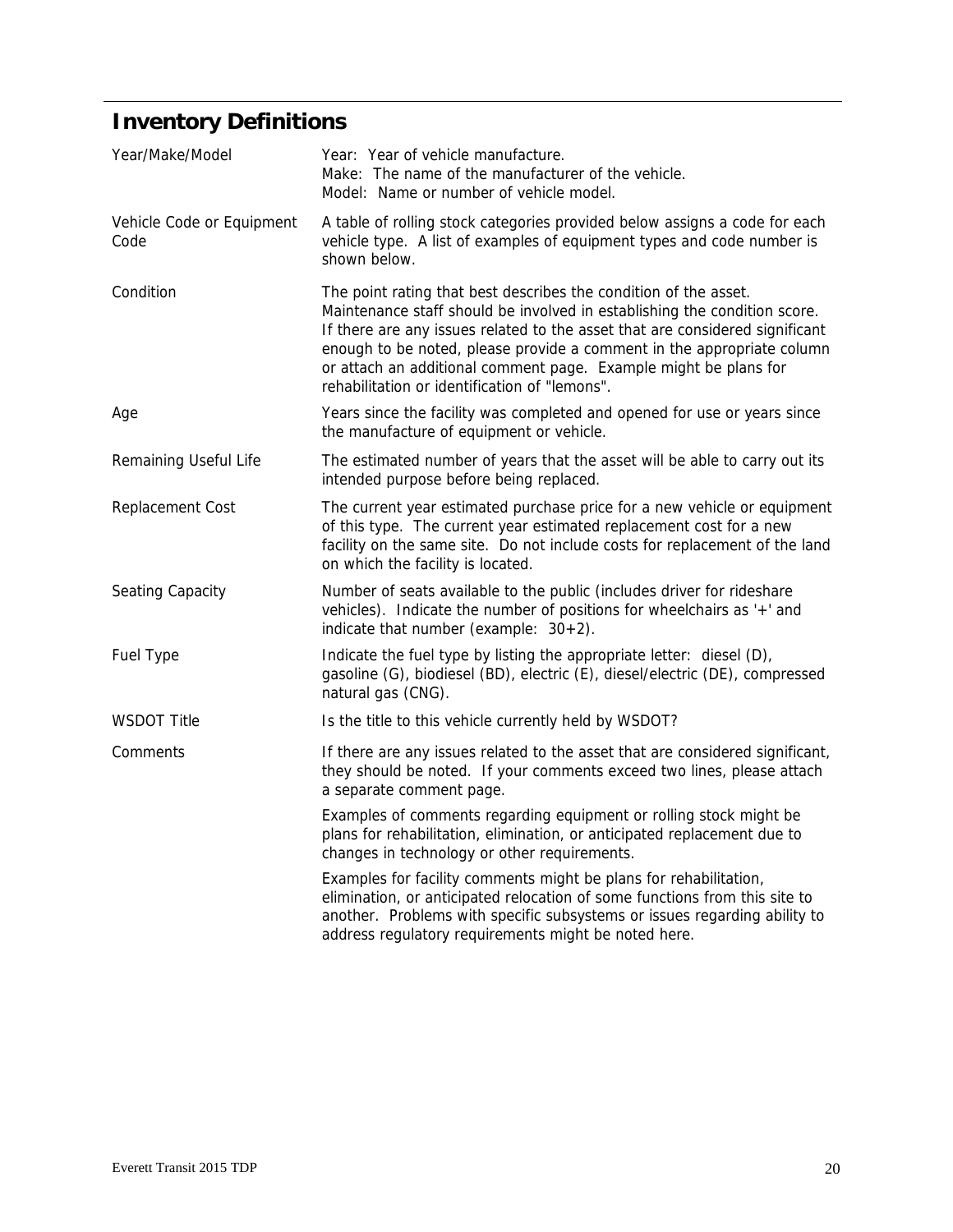## Inventory Definitions

| | |
|---|---|
| Year/Make/Model | Year: Year of vehicle manufacture.<br>Make: The name of the manufacturer of the vehicle.<br>Model: Name or number of vehicle model. |
| Vehicle Code or Equipment Code | A table of rolling stock categories provided below assigns a code for each vehicle type. A list of examples of equipment types and code number is shown below. |
| Condition | The point rating that best describes the condition of the asset. Maintenance staff should be involved in establishing the condition score. If there are any issues related to the asset that are considered significant enough to be noted, please provide a comment in the appropriate column or attach an additional comment page. Example might be plans for rehabilitation or identification of "lemons". |
| Age | Years since the facility was completed and opened for use or years since the manufacture of equipment or vehicle. |
| Remaining Useful Life | The estimated number of years that the asset will be able to carry out its intended purpose before being replaced. |
| Replacement Cost | The current year estimated purchase price for a new vehicle or equipment of this type. The current year estimated replacement cost for a new facility on the same site. Do not include costs for replacement of the land on which the facility is located. |
| Seating Capacity | Number of seats available to the public (includes driver for rideshare vehicles). Indicate the number of positions for wheelchairs as '+' and indicate that number (example: 30+2). |
| Fuel Type | Indicate the fuel type by listing the appropriate letter: diesel (D), gasoline (G), biodiesel (BD), electric (E), diesel/electric (DE), compressed natural gas (CNG). |
| WSDOT Title | Is the title to this vehicle currently held by WSDOT? |
| Comments | If there are any issues related to the asset that are considered significant, they should be noted. If your comments exceed two lines, please attach a separate comment page.<br><br>Examples of comments regarding equipment or rolling stock might be plans for rehabilitation, elimination, or anticipated replacement due to changes in technology or other requirements.<br><br>Examples for facility comments might be plans for rehabilitation, elimination, or anticipated relocation of some functions from this site to another. Problems with specific subsystems or issues regarding ability to address regulatory requirements might be noted here. |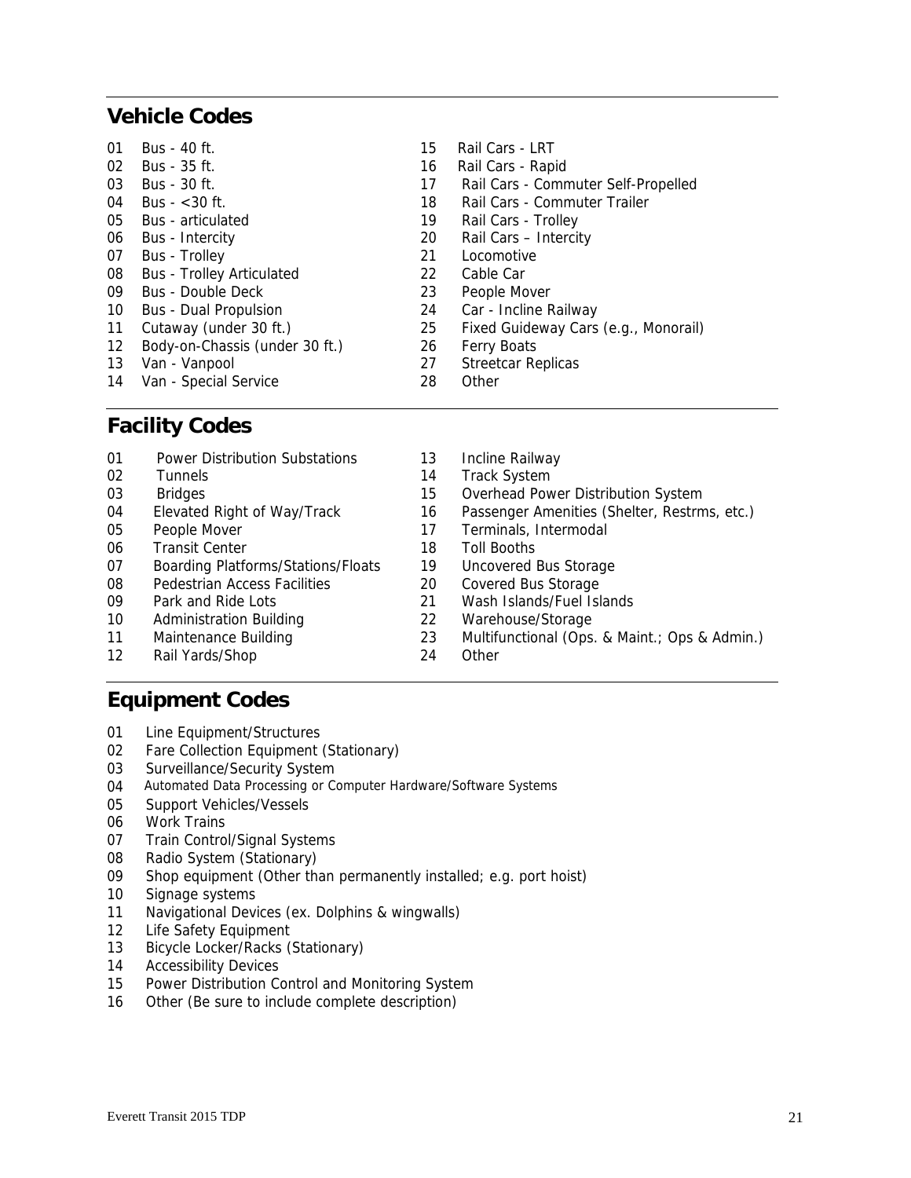## Vehicle Codes

01 Bus - 40 ft.
02 Bus - 35 ft.
03 Bus - 30 ft.
04 Bus - <30 ft.
05 Bus - articulated
06 Bus - Intercity
07 Bus - Trolley
08 Bus - Trolley Articulated
09 Bus - Double Deck
10 Bus - Dual Propulsion
11 Cutaway (under 30 ft.)
12 Body-on-Chassis (under 30 ft.)
13 Van - Vanpool
14 Van - Special Service
15 Rail Cars - LRT
16 Rail Cars - Rapid
17 Rail Cars - Commuter Self-Propelled
18 Rail Cars - Commuter Trailer
19 Rail Cars - Trolley
20 Rail Cars – Intercity
21 Locomotive
22 Cable Car
23 People Mover
24 Car - Incline Railway
25 Fixed Guideway Cars (e.g., Monorail)
26 Ferry Boats
27 Streetcar Replicas
28 Other

## Facility Codes

01 Power Distribution Substations
02 Tunnels
03 Bridges
04 Elevated Right of Way/Track
05 People Mover
06 Transit Center
07 Boarding Platforms/Stations/Floats
08 Pedestrian Access Facilities
09 Park and Ride Lots
10 Administration Building
11 Maintenance Building
12 Rail Yards/Shop
13 Incline Railway
14 Track System
15 Overhead Power Distribution System
16 Passenger Amenities (Shelter, Restrms, etc.)
17 Terminals, Intermodal
18 Toll Booths
19 Uncovered Bus Storage
20 Covered Bus Storage
21 Wash Islands/Fuel Islands
22 Warehouse/Storage
23 Multifunctional (Ops. & Maint.; Ops & Admin.)
24 Other

## Equipment Codes

01 Line Equipment/Structures
02 Fare Collection Equipment (Stationary)
03 Surveillance/Security System
04 Automated Data Processing or Computer Hardware/Software Systems
05 Support Vehicles/Vessels
06 Work Trains
07 Train Control/Signal Systems
08 Radio System (Stationary)
09 Shop equipment (Other than permanently installed; e.g. port hoist)
10 Signage systems
11 Navigational Devices (ex. Dolphins & wingwalls)
12 Life Safety Equipment
13 Bicycle Locker/Racks (Stationary)
14 Accessibility Devices
15 Power Distribution Control and Monitoring System
16 Other (Be sure to include complete description)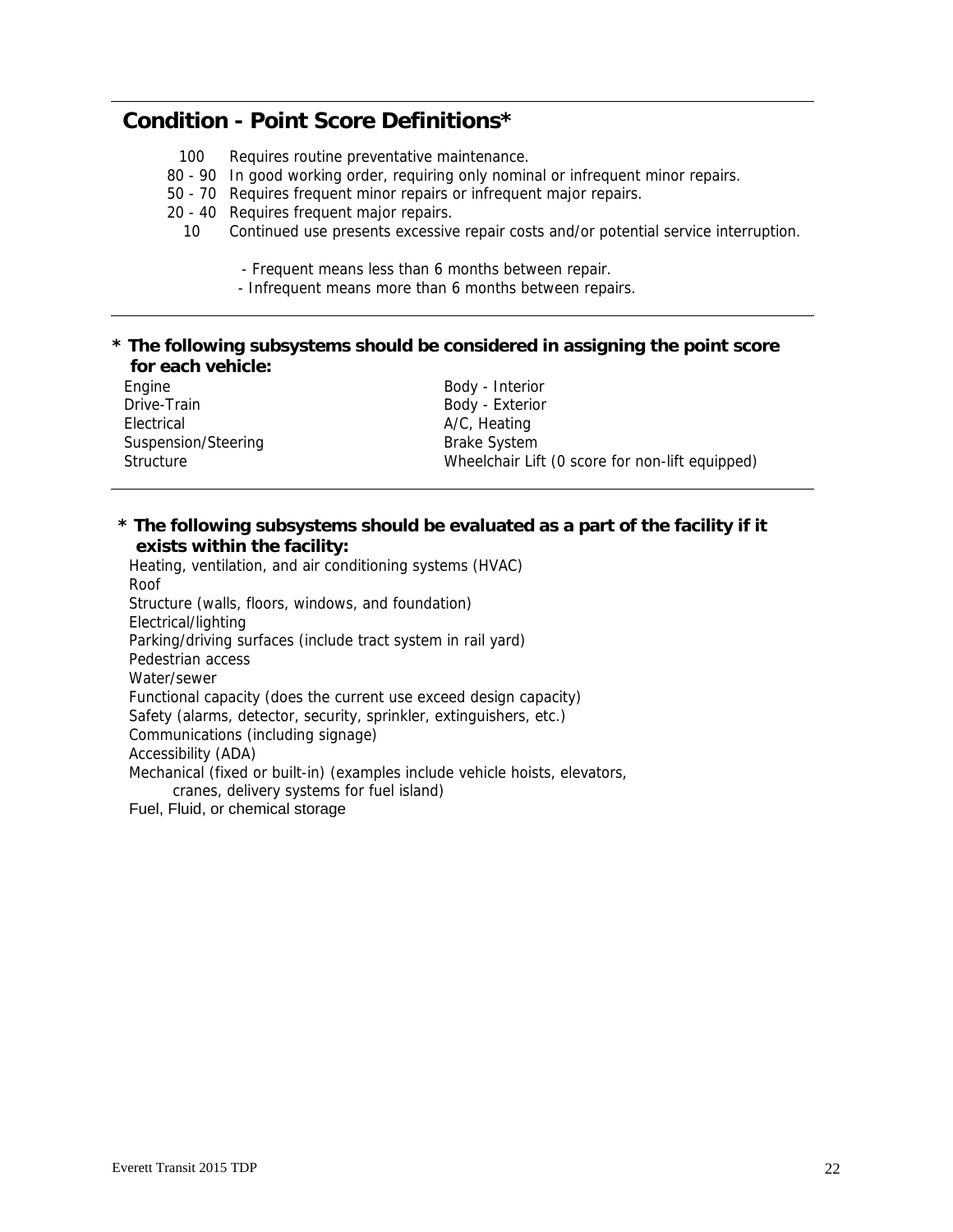## Condition - Point Score Definitions*

| | |
|---|---|
| 100 | Requires routine preventative maintenance. |
| 80 - 90 | In good working order, requiring only nominal or infrequent minor repairs. |
| 50 - 70 | Requires frequent minor repairs or infrequent major repairs. |
| 20 - 40 | Requires frequent major repairs. |
| 10 | Continued use presents excessive repair costs and/or potential service interruption. |

- Frequent means less than 6 months between repair.
- Infrequent means more than 6 months between repairs.

**\* The following subsystems should be considered in assigning the point score for each vehicle:**

| | |
|---|---|
| Engine | Body - Interior |
| Drive-Train | Body - Exterior |
| Electrical | A/C, Heating |
| Suspension/Steering | Brake System |
| Structure | Wheelchair Lift (0 score for non-lift equipped) |

**\* The following subsystems should be evaluated as a part of the facility if it exists within the facility:**

Heating, ventilation, and air conditioning systems (HVAC)
Roof
Structure (walls, floors, windows, and foundation)
Electrical/lighting
Parking/driving surfaces (include tract system in rail yard)
Pedestrian access
Water/sewer
Functional capacity (does the current use exceed design capacity)
Safety (alarms, detector, security, sprinkler, extinguishers, etc.)
Communications (including signage)
Accessibility (ADA)
Mechanical (fixed or built-in) (examples include vehicle hoists, elevators, cranes, delivery systems for fuel island)
Fuel, Fluid, or chemical storage